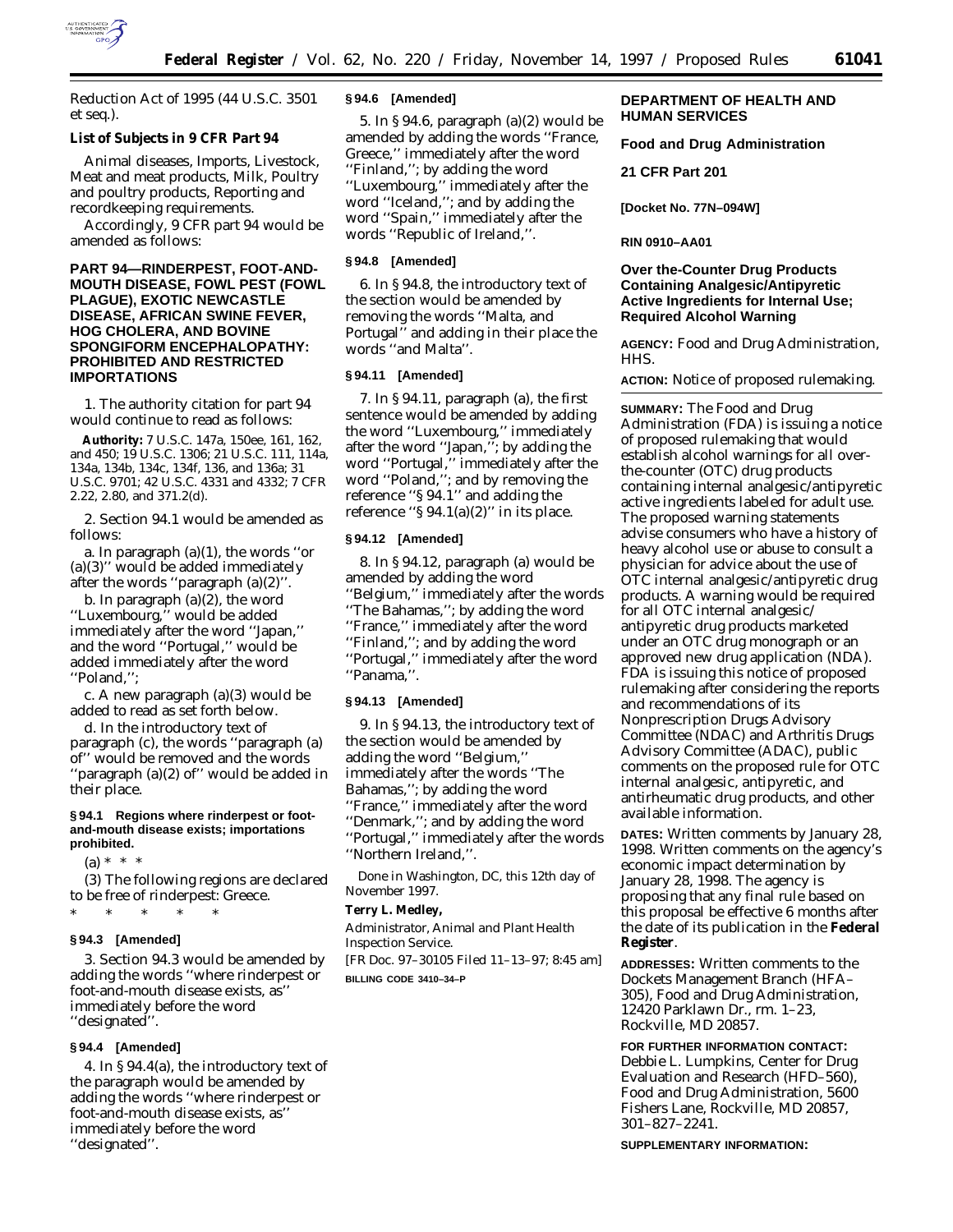Reduction Act of 1995 (44 U.S.C. 3501 et seq.).

**List of Subjects in 9 CFR Part 94**

Animal diseases, Imports, Livestock, Meat and meat products, Milk, Poultry and poultry products, Reporting and recordkeeping requirements.

Accordingly, 9 CFR part 94 would be amended as follows:

## PART 94—RINDERPEST, FOOT-AND-MOUTH DISEASE, FOWL PEST (FOWL PLAGUE), EXOTIC NEWCASTLE DISEASE, AFRICAN SWINE FEVER, HOG CHOLERA, AND BOVINE SPONGIFORM ENCEPHALOPATHY: PROHIBITED AND RESTRICTED IMPORTATIONS

1. The authority citation for part 94 would continue to read as follows:

**Authority:** 7 U.S.C. 147a, 150ee, 161, 162, and 450; 19 U.S.C. 1306; 21 U.S.C. 111, 114a, 134a, 134b, 134c, 134f, 136, and 136a; 31 U.S.C. 9701; 42 U.S.C. 4331 and 4332; 7 CFR 2.22, 2.80, and 371.2(d).

2. Section 94.1 would be amended as follows:

a. In paragraph (a)(1), the words ''or (a)(3)'' would be added immediately after the words ''paragraph (a)(2)''.

b. In paragraph (a)(2), the word ''Luxembourg,'' would be added immediately after the word ''Japan,'' and the word ''Portugal,'' would be added immediately after the word ''Poland,'';

c. A new paragraph (a)(3) would be added to read as set forth below.

d. In the introductory text of paragraph (c), the words ''paragraph (a) of'' would be removed and the words ''paragraph (a)(2) of'' would be added in their place.

**§ 94.1 Regions where rinderpest or foot-and-mouth disease exists; importations prohibited.**

(a) * * *

(3) The following regions are declared to be free of rinderpest: Greece.

\* \* \* \* \*

**§ 94.3 [Amended]**

3. Section 94.3 would be amended by adding the words ''where rinderpest or foot-and-mouth disease exists, as'' immediately before the word ''designated''.

**§ 94.4 [Amended]**

4. In § 94.4(a), the introductory text of the paragraph would be amended by adding the words ''where rinderpest or foot-and-mouth disease exists, as'' immediately before the word ''designated''.

**§ 94.6 [Amended]**

5. In § 94.6, paragraph (a)(2) would be amended by adding the words ''France, Greece,'' immediately after the word ''Finland,''; by adding the word ''Luxembourg,'' immediately after the word ''Iceland,''; and by adding the word ''Spain,'' immediately after the words ''Republic of Ireland,''.

**§ 94.8 [Amended]**

6. In § 94.8, the introductory text of the section would be amended by removing the words ''Malta, and Portugal'' and adding in their place the words ''and Malta''.

**§ 94.11 [Amended]**

7. In § 94.11, paragraph (a), the first sentence would be amended by adding the word ''Luxembourg,'' immediately after the word ''Japan,''; by adding the word ''Portugal,'' immediately after the word ''Poland,''; and by removing the reference ''§ 94.1'' and adding the reference ''§ 94.1(a)(2)'' in its place.

**§ 94.12 [Amended]**

8. In § 94.12, paragraph (a) would be amended by adding the word ''Belgium,'' immediately after the words ''The Bahamas,''; by adding the word ''France,'' immediately after the word ''Finland,''; and by adding the word ''Portugal,'' immediately after the word ''Panama,''.

**§ 94.13 [Amended]**

9. In § 94.13, the introductory text of the section would be amended by adding the word ''Belgium,'' immediately after the words ''The Bahamas,''; by adding the word ''France,'' immediately after the word ''Denmark,''; and by adding the word ''Portugal,'' immediately after the words ''Northern Ireland,''.

Done in Washington, DC, this 12th day of November 1997.

**Terry L. Medley,**

*Administrator, Animal and Plant Health Inspection Service.*

[FR Doc. 97–30105 Filed 11–13–97; 8:45 am]

**BILLING CODE 3410–34–P**

## DEPARTMENT OF HEALTH AND HUMAN SERVICES

## Food and Drug Administration

## 21 CFR Part 201

**[Docket No. 77N–094W]**

**RIN 0910–AA01**

## Over the-Counter Drug Products Containing Analgesic/Antipyretic Active Ingredients for Internal Use; Required Alcohol Warning

**AGENCY:** Food and Drug Administration, HHS.

**ACTION:** Notice of proposed rulemaking.

**SUMMARY:** The Food and Drug Administration (FDA) is issuing a notice of proposed rulemaking that would establish alcohol warnings for all over-the-counter (OTC) drug products containing internal analgesic/antipyretic active ingredients labeled for adult use. The proposed warning statements advise consumers who have a history of heavy alcohol use or abuse to consult a physician for advice about the use of OTC internal analgesic/antipyretic drug products. A warning would be required for all OTC internal analgesic/antipyretic drug products marketed under an OTC drug monograph or an approved new drug application (NDA). FDA is issuing this notice of proposed rulemaking after considering the reports and recommendations of its Nonprescription Drugs Advisory Committee (NDAC) and Arthritis Drugs Advisory Committee (ADAC), public comments on the proposed rule for OTC internal analgesic, antipyretic, and antirheumatic drug products, and other available information.

**DATES:** Written comments by January 28, 1998. Written comments on the agency's economic impact determination by January 28, 1998. The agency is proposing that any final rule based on this proposal be effective 6 months after the date of its publication in the **Federal Register**.

**ADDRESSES:** Written comments to the Dockets Management Branch (HFA–305), Food and Drug Administration, 12420 Parklawn Dr., rm. 1–23, Rockville, MD 20857.

**FOR FURTHER INFORMATION CONTACT:** Debbie L. Lumpkins, Center for Drug Evaluation and Research (HFD–560), Food and Drug Administration, 5600 Fishers Lane, Rockville, MD 20857, 301–827–2241.

**SUPPLEMENTARY INFORMATION:**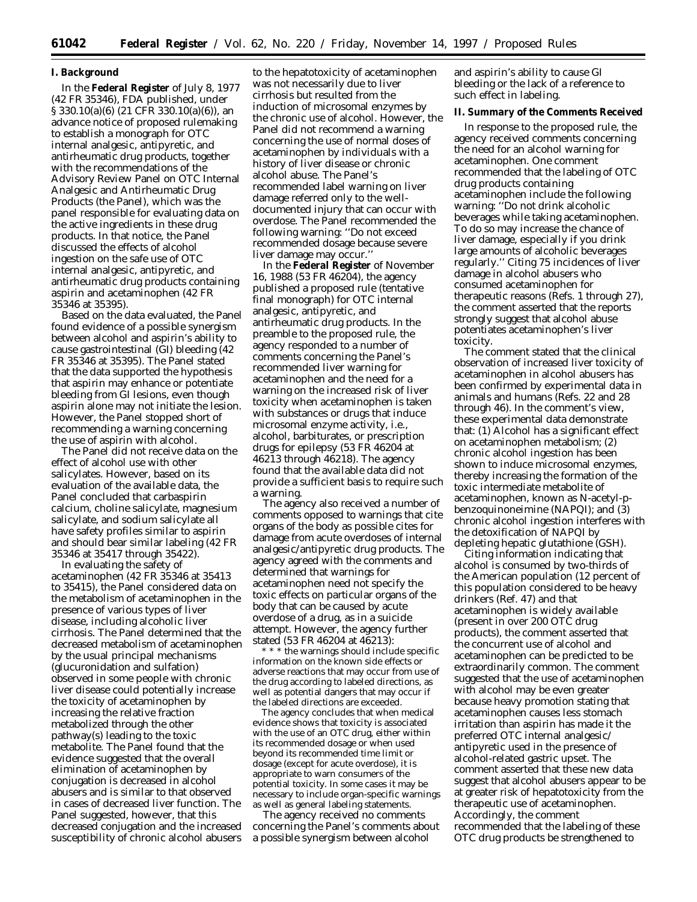## I. Background

In the **Federal Register** of July 8, 1977 (42 FR 35346), FDA published, under § 330.10(a)(6) (21 CFR 330.10(a)(6)), an advance notice of proposed rulemaking to establish a monograph for OTC internal analgesic, antipyretic, and antirheumatic drug products, together with the recommendations of the Advisory Review Panel on OTC Internal Analgesic and Antirheumatic Drug Products (the Panel), which was the panel responsible for evaluating data on the active ingredients in these drug products. In that notice, the Panel discussed the effects of alcohol ingestion on the safe use of OTC internal analgesic, antipyretic, and antirheumatic drug products containing aspirin and acetaminophen (42 FR 35346 at 35395).

Based on the data evaluated, the Panel found evidence of a possible synergism between alcohol and aspirin's ability to cause gastrointestinal (GI) bleeding (42 FR 35346 at 35395). The Panel stated that the data supported the hypothesis that aspirin may enhance or potentiate bleeding from GI lesions, even though aspirin alone may not initiate the lesion. However, the Panel stopped short of recommending a warning concerning the use of aspirin with alcohol.

The Panel did not receive data on the effect of alcohol use with other salicylates. However, based on its evaluation of the available data, the Panel concluded that carbaspirin calcium, choline salicylate, magnesium salicylate, and sodium salicylate all have safety profiles similar to aspirin and should bear similar labeling (42 FR 35346 at 35417 through 35422).

In evaluating the safety of acetaminophen (42 FR 35346 at 35413 to 35415), the Panel considered data on the metabolism of acetaminophen in the presence of various types of liver disease, including alcoholic liver cirrhosis. The Panel determined that the decreased metabolism of acetaminophen by the usual principal mechanisms (glucuronidation and sulfation) observed in some people with chronic liver disease could potentially increase the toxicity of acetaminophen by increasing the relative fraction metabolized through the other pathway(s) leading to the toxic metabolite. The Panel found that the evidence suggested that the overall elimination of acetaminophen by conjugation is decreased in alcohol abusers and is similar to that observed in cases of decreased liver function. The Panel suggested, however, that this decreased conjugation and the increased susceptibility of chronic alcohol abusers to the hepatotoxicity of acetaminophen was not necessarily due to liver cirrhosis but resulted from the induction of microsomal enzymes by the chronic use of alcohol. However, the Panel did not recommend a warning concerning the use of normal doses of acetaminophen by individuals with a history of liver disease or chronic alcohol abuse. The Panel's recommended label warning on liver damage referred only to the well-documented injury that can occur with overdose. The Panel recommended the following warning: "Do not exceed recommended dosage because severe liver damage may occur."

In the **Federal Register** of November 16, 1988 (53 FR 46204), the agency published a proposed rule (tentative final monograph) for OTC internal analgesic, antipyretic, and antirheumatic drug products. In the preamble to the proposed rule, the agency responded to a number of comments concerning the Panel's recommended liver warning for acetaminophen and the need for a warning on the increased risk of liver toxicity when acetaminophen is taken with substances or drugs that induce microsomal enzyme activity, i.e., alcohol, barbiturates, or prescription drugs for epilepsy (53 FR 46204 at 46213 through 46218). The agency found that the available data did not provide a sufficient basis to require such a warning.

The agency also received a number of comments opposed to warnings that cite organs of the body as possible cites for damage from acute overdoses of internal analgesic/antipyretic drug products. The agency agreed with the comments and determined that warnings for acetaminophen need not specify the toxic effects on particular organs of the body that can be caused by acute overdose of a drug, as in a suicide attempt. However, the agency further stated (53 FR 46204 at 46213):

> * * * the warnings should include specific information on the known side effects or adverse reactions that may occur from use of the drug according to labeled directions, as well as potential dangers that may occur if the labeled directions are exceeded.
>
> The agency concludes that when medical evidence shows that toxicity is associated with the use of an OTC drug, either within its recommended dosage or when used beyond its recommended time limit or dosage (except for acute overdose), it is appropriate to warn consumers of the potential toxicity. In some cases it may be necessary to include organ-specific warnings as well as general labeling statements.

The agency received no comments concerning the Panel's comments about a possible synergism between alcohol and aspirin's ability to cause GI bleeding or the lack of a reference to such effect in labeling.

## II. Summary of the Comments Received

In response to the proposed rule, the agency received comments concerning the need for an alcohol warning for acetaminophen. One comment recommended that the labeling of OTC drug products containing acetaminophen include the following warning: "Do not drink alcoholic beverages while taking acetaminophen. To do so may increase the chance of liver damage, especially if you drink large amounts of alcoholic beverages regularly." Citing 75 incidences of liver damage in alcohol abusers who consumed acetaminophen for therapeutic reasons (Refs. 1 through 27), the comment asserted that the reports strongly suggest that alcohol abuse potentiates acetaminophen's liver toxicity.

The comment stated that the clinical observation of increased liver toxicity of acetaminophen in alcohol abusers has been confirmed by experimental data in animals and humans (Refs. 22 and 28 through 46). In the comment's view, these experimental data demonstrate that: (1) Alcohol has a significant effect on acetaminophen metabolism; (2) chronic alcohol ingestion has been shown to induce microsomal enzymes, thereby increasing the formation of the toxic intermediate metabolite of acetaminophen, known as N-acetyl-p-benzoquinoneimine (NAPQI); and (3) chronic alcohol ingestion interferes with the detoxification of NAPQI by depleting hepatic glutathione (GSH).

Citing information indicating that alcohol is consumed by two-thirds of the American population (12 percent of this population considered to be heavy drinkers (Ref. 47) and that acetaminophen is widely available (present in over 200 OTC drug products), the comment asserted that the concurrent use of alcohol and acetaminophen can be predicted to be extraordinarily common. The comment suggested that the use of acetaminophen with alcohol may be even greater because heavy promotion stating that acetaminophen causes less stomach irritation than aspirin has made it the preferred OTC internal analgesic/antipyretic used in the presence of alcohol-related gastric upset. The comment asserted that these new data suggest that alcohol abusers appear to be at greater risk of hepatotoxicity from the therapeutic use of acetaminophen. Accordingly, the comment recommended that the labeling of these OTC drug products be strengthened to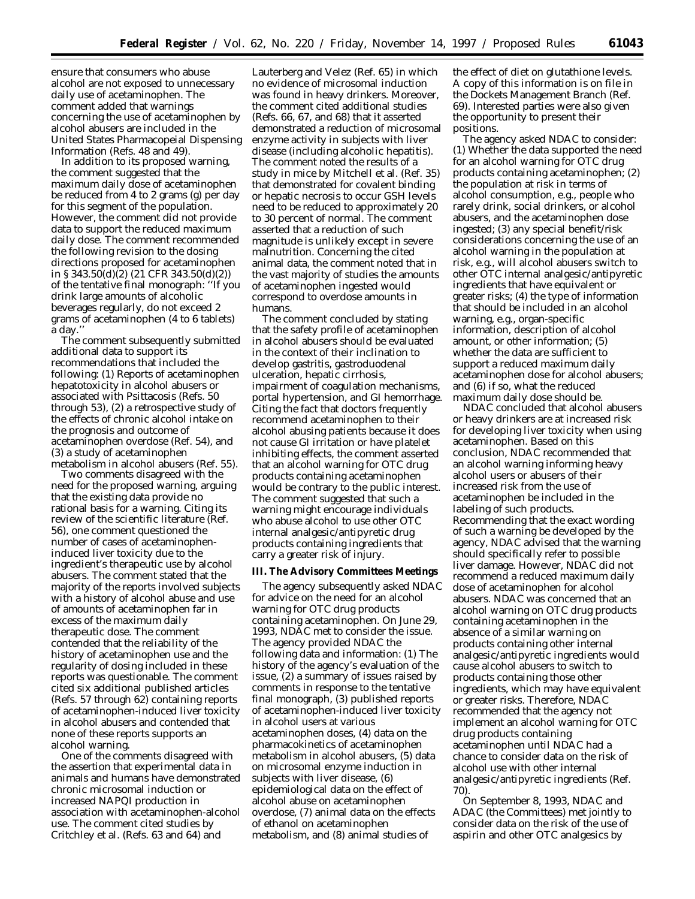ensure that consumers who abuse alcohol are not exposed to unnecessary daily use of acetaminophen. The comment added that warnings concerning the use of acetaminophen by alcohol abusers are included in the United States Pharmacopeial Dispensing Information (Refs. 48 and 49).

In addition to its proposed warning, the comment suggested that the maximum daily dose of acetaminophen be reduced from 4 to 2 grams (g) per day for this segment of the population. However, the comment did not provide data to support the reduced maximum daily dose. The comment recommended the following revision to the dosing directions proposed for acetaminophen in § 343.50(d)(2) (21 CFR 343.50(d)(2)) of the tentative final monograph: ''If you drink large amounts of alcoholic beverages regularly, do not exceed 2 grams of acetaminophen (4 to 6 tablets) a day.''

The comment subsequently submitted additional data to support its recommendations that included the following: (1) Reports of acetaminophen hepatotoxicity in alcohol abusers or associated with Psittacosis (Refs. 50 through 53), (2) a retrospective study of the effects of chronic alcohol intake on the prognosis and outcome of acetaminophen overdose (Ref. 54), and (3) a study of acetaminophen metabolism in alcohol abusers (Ref. 55).

Two comments disagreed with the need for the proposed warning, arguing that the existing data provide no rational basis for a warning. Citing its review of the scientific literature (Ref. 56), one comment questioned the number of cases of acetaminophen-induced liver toxicity due to the ingredient's therapeutic use by alcohol abusers. The comment stated that the majority of the reports involved subjects with a history of alcohol abuse and use of amounts of acetaminophen far in excess of the maximum daily therapeutic dose. The comment contended that the reliability of the history of acetaminophen use and the regularity of dosing included in these reports was questionable. The comment cited six additional published articles (Refs. 57 through 62) containing reports of acetaminophen-induced liver toxicity in alcohol abusers and contended that none of these reports supports an alcohol warning.

One of the comments disagreed with the assertion that experimental data in animals and humans have demonstrated chronic microsomal induction or increased NAPQI production in association with acetaminophen-alcohol use. The comment cited studies by Critchley et al. (Refs. 63 and 64) and Lauterberg and Velez (Ref. 65) in which no evidence of microsomal induction was found in heavy drinkers. Moreover, the comment cited additional studies (Refs. 66, 67, and 68) that it asserted demonstrated a reduction of microsomal enzyme activity in subjects with liver disease (including alcoholic hepatitis). The comment noted the results of a study in mice by Mitchell et al. (Ref. 35) that demonstrated for covalent binding or hepatic necrosis to occur GSH levels need to be reduced to approximately 20 to 30 percent of normal. The comment asserted that a reduction of such magnitude is unlikely except in severe malnutrition. Concerning the cited animal data, the comment noted that in the vast majority of studies the amounts of acetaminophen ingested would correspond to overdose amounts in humans.

The comment concluded by stating that the safety profile of acetaminophen in alcohol abusers should be evaluated in the context of their inclination to develop gastritis, gastroduodenal ulceration, hepatic cirrhosis, impairment of coagulation mechanisms, portal hypertension, and GI hemorrhage. Citing the fact that doctors frequently recommend acetaminophen to their alcohol abusing patients because it does not cause GI irritation or have platelet inhibiting effects, the comment asserted that an alcohol warning for OTC drug products containing acetaminophen would be contrary to the public interest. The comment suggested that such a warning might encourage individuals who abuse alcohol to use other OTC internal analgesic/antipyretic drug products containing ingredients that carry a greater risk of injury.

## III. The Advisory Committees Meetings

The agency subsequently asked NDAC for advice on the need for an alcohol warning for OTC drug products containing acetaminophen. On June 29, 1993, NDAC met to consider the issue. The agency provided NDAC the following data and information: (1) The history of the agency's evaluation of the issue, (2) a summary of issues raised by comments in response to the tentative final monograph, (3) published reports of acetaminophen-induced liver toxicity in alcohol users at various acetaminophen doses, (4) data on the pharmacokinetics of acetaminophen metabolism in alcohol abusers, (5) data on microsomal enzyme induction in subjects with liver disease, (6) epidemiological data on the effect of alcohol abuse on acetaminophen overdose, (7) animal data on the effects of ethanol on acetaminophen metabolism, and (8) animal studies of the effect of diet on glutathione levels. A copy of this information is on file in the Dockets Management Branch (Ref. 69). Interested parties were also given the opportunity to present their positions.

The agency asked NDAC to consider: (1) Whether the data supported the need for an alcohol warning for OTC drug products containing acetaminophen; (2) the population at risk in terms of alcohol consumption, e.g., people who rarely drink, social drinkers, or alcohol abusers, and the acetaminophen dose ingested; (3) any special benefit/risk considerations concerning the use of an alcohol warning in the population at risk, e.g., will alcohol abusers switch to other OTC internal analgesic/antipyretic ingredients that have equivalent or greater risks; (4) the type of information that should be included in an alcohol warning, e.g., organ-specific information, description of alcohol amount, or other information; (5) whether the data are sufficient to support a reduced maximum daily acetaminophen dose for alcohol abusers; and (6) if so, what the reduced maximum daily dose should be.

NDAC concluded that alcohol abusers or heavy drinkers are at increased risk for developing liver toxicity when using acetaminophen. Based on this conclusion, NDAC recommended that an alcohol warning informing heavy alcohol users or abusers of their increased risk from the use of acetaminophen be included in the labeling of such products. Recommending that the exact wording of such a warning be developed by the agency, NDAC advised that the warning should specifically refer to possible liver damage. However, NDAC did not recommend a reduced maximum daily dose of acetaminophen for alcohol abusers. NDAC was concerned that an alcohol warning on OTC drug products containing acetaminophen in the absence of a similar warning on products containing other internal analgesic/antipyretic ingredients would cause alcohol abusers to switch to products containing those other ingredients, which may have equivalent or greater risks. Therefore, NDAC recommended that the agency not implement an alcohol warning for OTC drug products containing acetaminophen until NDAC had a chance to consider data on the risk of alcohol use with other internal analgesic/antipyretic ingredients (Ref. 70).

On September 8, 1993, NDAC and ADAC (the Committees) met jointly to consider data on the risk of the use of aspirin and other OTC analgesics by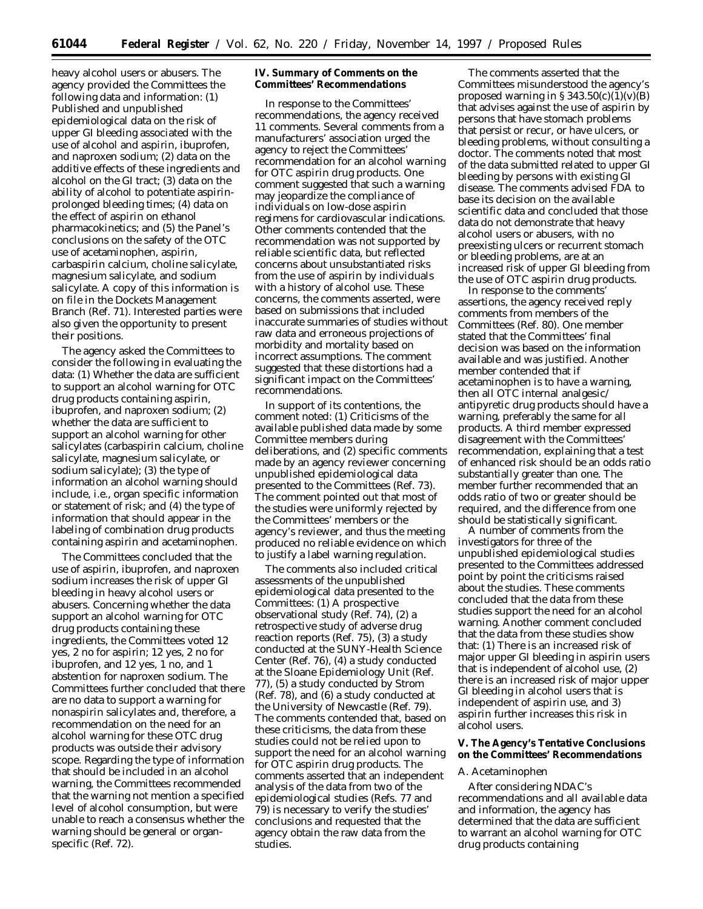heavy alcohol users or abusers. The agency provided the Committees the following data and information: (1) Published and unpublished epidemiological data on the risk of upper GI bleeding associated with the use of alcohol and aspirin, ibuprofen, and naproxen sodium; (2) data on the additive effects of these ingredients and alcohol on the GI tract; (3) data on the ability of alcohol to potentiate aspirin-prolonged bleeding times; (4) data on the effect of aspirin on ethanol pharmacokinetics; and (5) the Panel's conclusions on the safety of the OTC use of acetaminophen, aspirin, carbaspirin calcium, choline salicylate, magnesium salicylate, and sodium salicylate. A copy of this information is on file in the Dockets Management Branch (Ref. 71). Interested parties were also given the opportunity to present their positions.

The agency asked the Committees to consider the following in evaluating the data: (1) Whether the data are sufficient to support an alcohol warning for OTC drug products containing aspirin, ibuprofen, and naproxen sodium; (2) whether the data are sufficient to support an alcohol warning for other salicylates (carbaspirin calcium, choline salicylate, magnesium salicylate, or sodium salicylate); (3) the type of information an alcohol warning should include, i.e., organ specific information or statement of risk; and (4) the type of information that should appear in the labeling of combination drug products containing aspirin and acetaminophen.

The Committees concluded that the use of aspirin, ibuprofen, and naproxen sodium increases the risk of upper GI bleeding in heavy alcohol users or abusers. Concerning whether the data support an alcohol warning for OTC drug products containing these ingredients, the Committees voted 12 yes, 2 no for aspirin; 12 yes, 2 no for ibuprofen, and 12 yes, 1 no, and 1 abstention for naproxen sodium. The Committees further concluded that there are no data to support a warning for nonaspirin salicylates and, therefore, a recommendation on the need for an alcohol warning for these OTC drug products was outside their advisory scope. Regarding the type of information that should be included in an alcohol warning, the Committees recommended that the warning not mention a specified level of alcohol consumption, but were unable to reach a consensus whether the warning should be general or organ-specific (Ref. 72).

## IV. Summary of Comments on the Committees' Recommendations

In response to the Committees' recommendations, the agency received 11 comments. Several comments from a manufacturers' association urged the agency to reject the Committees' recommendation for an alcohol warning for OTC aspirin drug products. One comment suggested that such a warning may jeopardize the compliance of individuals on low-dose aspirin regimens for cardiovascular indications. Other comments contended that the recommendation was not supported by reliable scientific data, but reflected concerns about unsubstantiated risks from the use of aspirin by individuals with a history of alcohol use. These concerns, the comments asserted, were based on submissions that included inaccurate summaries of studies without raw data and erroneous projections of morbidity and mortality based on incorrect assumptions. The comment suggested that these distortions had a significant impact on the Committees' recommendations.

In support of its contentions, the comment noted: (1) Criticisms of the available published data made by some Committee members during deliberations, and (2) specific comments made by an agency reviewer concerning unpublished epidemiological data presented to the Committees (Ref. 73). The comment pointed out that most of the studies were uniformly rejected by the Committees' members or the agency's reviewer, and thus the meeting produced no reliable evidence on which to justify a label warning regulation.

The comments also included critical assessments of the unpublished epidemiological data presented to the Committees: (1) A prospective observational study (Ref. 74), (2) a retrospective study of adverse drug reaction reports (Ref. 75), (3) a study conducted at the SUNY-Health Science Center (Ref. 76), (4) a study conducted at the Sloane Epidemiology Unit (Ref. 77), (5) a study conducted by Strom (Ref. 78), and (6) a study conducted at the University of Newcastle (Ref. 79). The comments contended that, based on these criticisms, the data from these studies could not be relied upon to support the need for an alcohol warning for OTC aspirin drug products. The comments asserted that an independent analysis of the data from two of the epidemiological studies (Refs. 77 and 79) is necessary to verify the studies' conclusions and requested that the agency obtain the raw data from the studies.

The comments asserted that the Committees misunderstood the agency's proposed warning in § 343.50(c)(1)(v)(B) that advises against the use of aspirin by persons that have stomach problems that persist or recur, or have ulcers, or bleeding problems, without consulting a doctor. The comments noted that most of the data submitted related to upper GI bleeding by persons with existing GI disease. The comments advised FDA to base its decision on the available scientific data and concluded that those data do not demonstrate that heavy alcohol users or abusers, with no preexisting ulcers or recurrent stomach or bleeding problems, are at an increased risk of upper GI bleeding from the use of OTC aspirin drug products.

In response to the comments' assertions, the agency received reply comments from members of the Committees (Ref. 80). One member stated that the Committees' final decision was based on the information available and was justified. Another member contended that if acetaminophen is to have a warning, then all OTC internal analgesic/antipyretic drug products should have a warning, preferably the same for all products. A third member expressed disagreement with the Committees' recommendation, explaining that a test of enhanced risk should be an odds ratio substantially greater than one. The member further recommended that an odds ratio of two or greater should be required, and the difference from one should be statistically significant.

A number of comments from the investigators for three of the unpublished epidemiological studies presented to the Committees addressed point by point the criticisms raised about the studies. These comments concluded that the data from these studies support the need for an alcohol warning. Another comment concluded that the data from these studies show that: (1) There is an increased risk of major upper GI bleeding in aspirin users that is independent of alcohol use, (2) there is an increased risk of major upper GI bleeding in alcohol users that is independent of aspirin use, and 3) aspirin further increases this risk in alcohol users.

## V. The Agency's Tentative Conclusions on the Committees' Recommendations

### A. Acetaminophen

After considering NDAC's recommendations and all available data and information, the agency has determined that the data are sufficient to warrant an alcohol warning for OTC drug products containing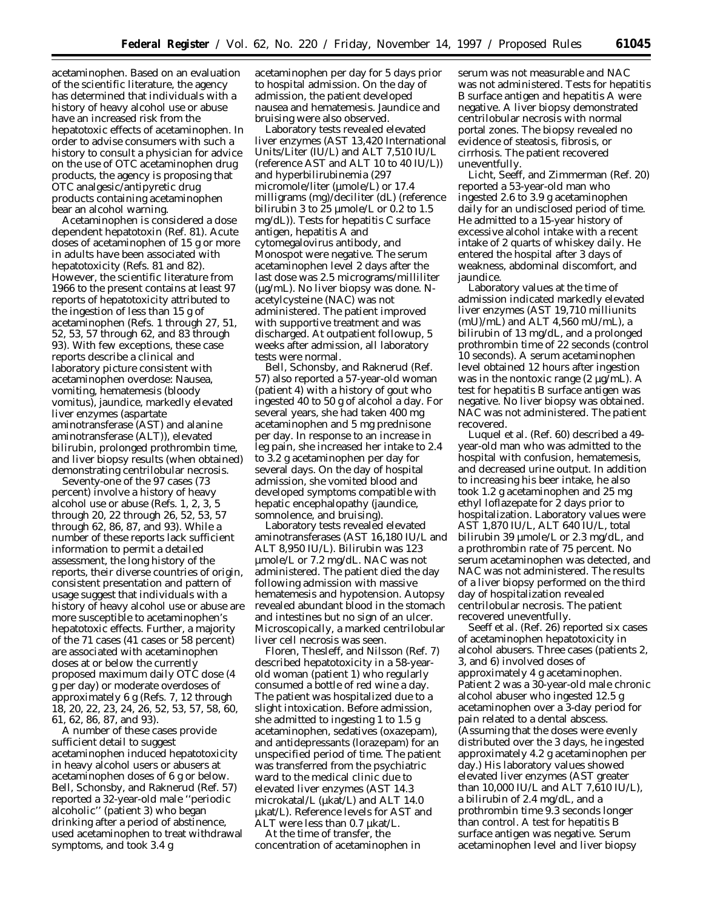acetaminophen. Based on an evaluation of the scientific literature, the agency has determined that individuals with a history of heavy alcohol use or abuse have an increased risk from the hepatotoxic effects of acetaminophen. In order to advise consumers with such a history to consult a physician for advice on the use of OTC acetaminophen drug products, the agency is proposing that OTC analgesic/antipyretic drug products containing acetaminophen bear an alcohol warning.

Acetaminophen is considered a dose dependent hepatotoxin (Ref. 81). Acute doses of acetaminophen of 15 g or more in adults have been associated with hepatotoxicity (Refs. 81 and 82). However, the scientific literature from 1966 to the present contains at least 97 reports of hepatotoxicity attributed to the ingestion of less than 15 g of acetaminophen (Refs. 1 through 27, 51, 52, 53, 57 through 62, and 83 through 93). With few exceptions, these case reports describe a clinical and laboratory picture consistent with acetaminophen overdose: Nausea, vomiting, hematemesis (bloody vomitus), jaundice, markedly elevated liver enzymes (aspartate aminotransferase (AST) and alanine aminotransferase (ALT)), elevated bilirubin, prolonged prothrombin time, and liver biopsy results (when obtained) demonstrating centrilobular necrosis.

Seventy-one of the 97 cases (73 percent) involve a history of heavy alcohol use or abuse (Refs. 1, 2, 3, 5 through 20, 22 through 26, 52, 53, 57 through 62, 86, 87, and 93). While a number of these reports lack sufficient information to permit a detailed assessment, the long history of the reports, their diverse countries of origin, consistent presentation and pattern of usage suggest that individuals with a history of heavy alcohol use or abuse are more susceptible to acetaminophen's hepatotoxic effects. Further, a majority of the 71 cases (41 cases or 58 percent) are associated with acetaminophen doses at or below the currently proposed maximum daily OTC dose (4 g per day) or moderate overdoses of approximately 6 g (Refs. 7, 12 through 18, 20, 22, 23, 24, 26, 52, 53, 57, 58, 60, 61, 62, 86, 87, and 93).

A number of these cases provide sufficient detail to suggest acetaminophen induced hepatotoxicity in heavy alcohol users or abusers at acetaminophen doses of 6 g or below. Bell, Schonsby, and Raknerud (Ref. 57) reported a 32-year-old male "periodic alcoholic" (patient 3) who began drinking after a period of abstinence, used acetaminophen to treat withdrawal symptoms, and took 3.4 g acetaminophen per day for 5 days prior to hospital admission. On the day of admission, the patient developed nausea and hematemesis. Jaundice and bruising were also observed.

Laboratory tests revealed elevated liver enzymes (AST 13,420 International Units/Liter (IU/L) and ALT 7,510 IU/L (reference AST and ALT 10 to 40 IU/L)) and hyperbilirubinemia (297 micromole/liter (μmole/L) or 17.4 milligrams (mg)/deciliter (dL) (reference bilirubin 3 to 25 μmole/L or 0.2 to 1.5 mg/dL)). Tests for hepatitis C surface antigen, hepatitis A and cytomegalovirus antibody, and Monospot were negative. The serum acetaminophen level 2 days after the last dose was 2.5 micrograms/milliliter (μg/mL). No liver biopsy was done. N-acetylcysteine (NAC) was not administered. The patient improved with supportive treatment and was discharged. At outpatient followup, 5 weeks after admission, all laboratory tests were normal.

Bell, Schonsby, and Raknerud (Ref. 57) also reported a 57-year-old woman (patient 4) with a history of gout who ingested 40 to 50 g of alcohol a day. For several years, she had taken 400 mg acetaminophen and 5 mg prednisone per day. In response to an increase in leg pain, she increased her intake to 2.4 to 3.2 g acetaminophen per day for several days. On the day of hospital admission, she vomited blood and developed symptoms compatible with hepatic encephalopathy (jaundice, somnolence, and bruising).

Laboratory tests revealed elevated aminotransferases (AST 16,180 IU/L and ALT 8,950 IU/L). Bilirubin was 123 μmole/L or 7.2 mg/dL. NAC was not administered. The patient died the day following admission with massive hematemesis and hypotension. Autopsy revealed abundant blood in the stomach and intestines but no sign of an ulcer. Microscopically, a marked centrilobular liver cell necrosis was seen.

Floren, Thesleff, and Nilsson (Ref. 7) described hepatotoxicity in a 58-year-old woman (patient 1) who regularly consumed a bottle of red wine a day. The patient was hospitalized due to a slight intoxication. Before admission, she admitted to ingesting 1 to 1.5 g acetaminophen, sedatives (oxazepam), and antidepressants (lorazepam) for an unspecified period of time. The patient was transferred from the psychiatric ward to the medical clinic due to elevated liver enzymes (AST 14.3 microkatal/L (μkat/L) and ALT 14.0 μkat/L). Reference levels for AST and ALT were less than 0.7 μkat/L.

At the time of transfer, the concentration of acetaminophen in serum was not measurable and NAC was not administered. Tests for hepatitis B surface antigen and hepatitis A were negative. A liver biopsy demonstrated centrilobular necrosis with normal portal zones. The biopsy revealed no evidence of steatosis, fibrosis, or cirrhosis. The patient recovered uneventfully.

Licht, Seeff, and Zimmerman (Ref. 20) reported a 53-year-old man who ingested 2.6 to 3.9 g acetaminophen daily for an undisclosed period of time. He admitted to a 15-year history of excessive alcohol intake with a recent intake of 2 quarts of whiskey daily. He entered the hospital after 3 days of weakness, abdominal discomfort, and jaundice.

Laboratory values at the time of admission indicated markedly elevated liver enzymes (AST 19,710 milliunits (mU)/mL and ALT 4,560 mU/mL), a bilirubin of 13 mg/dL, and a prolonged prothrombin time of 22 seconds (control 10 seconds). A serum acetaminophen level obtained 12 hours after ingestion was in the nontoxic range (2 μg/mL). A test for hepatitis B surface antigen was negative. No liver biopsy was obtained. NAC was not administered. The patient recovered.

Luquel et al. (Ref. 60) described a 49-year-old man who was admitted to the hospital with confusion, hematemesis, and decreased urine output. In addition to increasing his beer intake, he also took 1.2 g acetaminophen and 25 mg ethyl loflazepate for 2 days prior to hospitalization. Laboratory values were AST 1,870 IU/L, ALT 640 IU/L, total bilirubin 39 μmole/L or 2.3 mg/dL, and a prothrombin rate of 75 percent. No serum acetaminophen was detected, and NAC was not administered. The results of a liver biopsy performed on the third day of hospitalization revealed centrilobular necrosis. The patient recovered uneventfully.

Seeff et al. (Ref. 26) reported six cases of acetaminophen hepatotoxicity in alcohol abusers. Three cases (patients 2, 3, and 6) involved doses of approximately 4 g acetaminophen. Patient 2 was a 30-year-old male chronic alcohol abuser who ingested 12.5 g acetaminophen over a 3-day period for pain related to a dental abscess. (Assuming that the doses were evenly distributed over the 3 days, he ingested approximately 4.2 g acetaminophen per day.) His laboratory values showed elevated liver enzymes (AST greater than 10,000 IU/L and ALT 7,610 IU/L), a bilirubin of 2.4 mg/dL, and a prothrombin time 9.3 seconds longer than control. A test for hepatitis B surface antigen was negative. Serum acetaminophen level and liver biopsy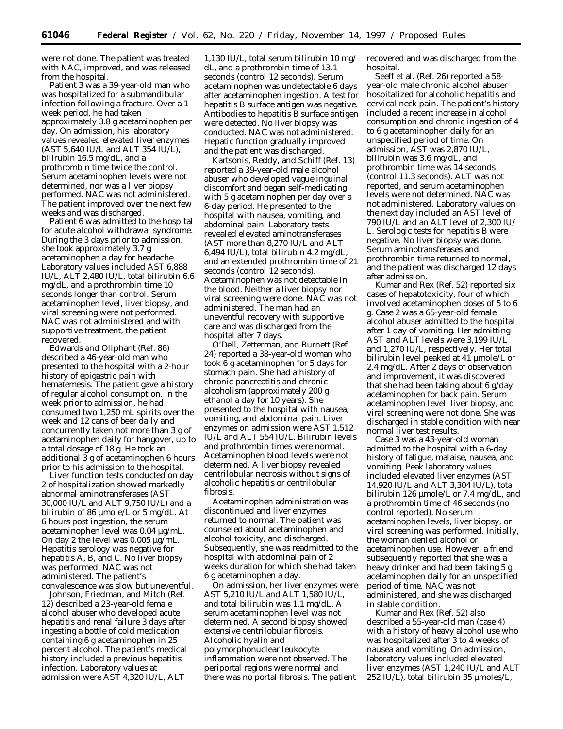were not done. The patient was treated with NAC, improved, and was released from the hospital.

Patient 3 was a 39-year-old man who was hospitalized for a submandibular infection following a fracture. Over a 1-week period, he had taken approximately 3.8 g acetaminophen per day. On admission, his laboratory values revealed elevated liver enzymes (AST 5,640 IU/L and ALT 354 IU/L), bilirubin 16.5 mg/dL, and a prothrombin time twice the control. Serum acetaminophen levels were not determined, nor was a liver biopsy performed. NAC was not administered. The patient improved over the next few weeks and was discharged.

Patient 6 was admitted to the hospital for acute alcohol withdrawal syndrome. During the 3 days prior to admission, she took approximately 3.7 g acetaminophen a day for headache. Laboratory values included AST 6,888 IU/L, ALT 2,480 IU/L, total bilirubin 6.6 mg/dL, and a prothrombin time 10 seconds longer than control. Serum acetaminophen level, liver biopsy, and viral screening were not performed. NAC was not administered and with supportive treatment, the patient recovered.

Edwards and Oliphant (Ref. 86) described a 46-year-old man who presented to the hospital with a 2-hour history of epigastric pain with hematemesis. The patient gave a history of regular alcohol consumption. In the week prior to admission, he had consumed two 1,250 mL spirits over the week and 12 cans of beer daily and concurrently taken not more than 3 g of acetaminophen daily for hangover, up to a total dosage of 18 g. He took an additional 3 g of acetaminophen 6 hours prior to his admission to the hospital.

Liver function tests conducted on day 2 of hospitalization showed markedly abnormal aminotransferases (AST 30,000 IU/L and ALT 9,750 IU/L) and a bilirubin of 86 µmole/L or 5 mg/dL. At 6 hours post ingestion, the serum acetaminophen level was 0.04 µg/mL. On day 2 the level was 0.005 µg/mL. Hepatitis serology was negative for hepatitis A, B, and C. No liver biopsy was performed. NAC was not administered. The patient's convalescence was slow but uneventful.

Johnson, Friedman, and Mitch (Ref. 12) described a 23-year-old female alcohol abuser who developed acute hepatitis and renal failure 3 days after ingesting a bottle of cold medication containing 6 g acetaminophen in 25 percent alcohol. The patient's medical history included a previous hepatitis infection. Laboratory values at admission were AST 4,320 IU/L, ALT 1,130 IU/L, total serum bilirubin 10 mg/dL, and a prothrombin time of 13.1 seconds (control 12 seconds). Serum acetaminophen was undetectable 6 days after acetaminophen ingestion. A test for hepatitis B surface antigen was negative. Antibodies to hepatitis B surface antigen were detected. No liver biopsy was conducted. NAC was not administered. Hepatic function gradually improved and the patient was discharged.

Kartsonis, Reddy, and Schiff (Ref. 13) reported a 39-year-old male alcohol abuser who developed vague inguinal discomfort and began self-medicating with 5 g acetaminophen per day over a 6-day period. He presented to the hospital with nausea, vomiting, and abdominal pain. Laboratory tests revealed elevated aminotransferases (AST more than 8,270 IU/L and ALT 6,494 IU/L), total bilirubin 4.2 mg/dL, and an extended prothrombin time of 21 seconds (control 12 seconds). Acetaminophen was not detectable in the blood. Neither a liver biopsy nor viral screening were done. NAC was not administered. The man had an uneventful recovery with supportive care and was discharged from the hospital after 7 days.

O'Dell, Zetterman, and Burnett (Ref. 24) reported a 38-year-old woman who took 6 g acetaminophen for 5 days for stomach pain. She had a history of chronic pancreatitis and chronic alcoholism (approximately 200 g ethanol a day for 10 years). She presented to the hospital with nausea, vomiting, and abdominal pain. Liver enzymes on admission were AST 1,512 IU/L and ALT 554 IU/L. Bilirubin levels and prothrombin times were normal. Acetaminophen blood levels were not determined. A liver biopsy revealed centrilobular necrosis without signs of alcoholic hepatitis or centrilobular fibrosis.

Acetaminophen administration was discontinued and liver enzymes returned to normal. The patient was counseled about acetaminophen and alcohol toxicity, and discharged. Subsequently, she was readmitted to the hospital with abdominal pain of 2 weeks duration for which she had taken 6 g acetaminophen a day.

On admission, her liver enzymes were AST 5,210 IU/L and ALT 1,580 IU/L, and total bilirubin was 1.1 mg/dL. A serum acetaminophen level was not determined. A second biopsy showed extensive centrilobular fibrosis. Alcoholic hyalin and polymorphonuclear leukocyte inflammation were not observed. The periportal regions were normal and there was no portal fibrosis. The patient recovered and was discharged from the hospital.

Seeff et al. (Ref. 26) reported a 58-year-old male chronic alcohol abuser hospitalized for alcoholic hepatitis and cervical neck pain. The patient's history included a recent increase in alcohol consumption and chronic ingestion of 4 to 6 g acetaminophen daily for an unspecified period of time. On admission, AST was 2,870 IU/L, bilirubin was 3.6 mg/dL, and prothrombin time was 14 seconds (control 11.3 seconds). ALT was not reported, and serum acetaminophen levels were not determined. NAC was not administered. Laboratory values on the next day included an AST level of 790 IU/L and an ALT level of 2,300 IU/L. Serologic tests for hepatitis B were negative. No liver biopsy was done. Serum aminotransferases and prothrombin time returned to normal, and the patient was discharged 12 days after admission.

Kumar and Rex (Ref. 52) reported six cases of hepatotoxicity, four of which involved acetaminophen doses of 5 to 6 g. Case 2 was a 65-year-old female alcohol abuser admitted to the hospital after 1 day of vomiting. Her admitting AST and ALT levels were 3,199 IU/L and 1,270 IU/L, respectively. Her total bilirubin level peaked at 41 µmole/L or 2.4 mg/dL. After 2 days of observation and improvement, it was discovered that she had been taking about 6 g/day acetaminophen for back pain. Serum acetaminophen level, liver biopsy, and viral screening were not done. She was discharged in stable condition with near normal liver test results.

Case 3 was a 43-year-old woman admitted to the hospital with a 6-day history of fatigue, malaise, nausea, and vomiting. Peak laboratory values included elevated liver enzymes (AST 14,920 IU/L and ALT 3,304 IU/L), total bilirubin 126 µmole/L or 7.4 mg/dL, and a prothrombin time of 46 seconds (no control reported). No serum acetaminophen levels, liver biopsy, or viral screening was performed. Initially, the woman denied alcohol or acetaminophen use. However, a friend subsequently reported that she was a heavy drinker and had been taking 5 g acetaminophen daily for an unspecified period of time. NAC was not administered, and she was discharged in stable condition.

Kumar and Rex (Ref. 52) also described a 55-year-old man (case 4) with a history of heavy alcohol use who was hospitalized after 3 to 4 weeks of nausea and vomiting. On admission, laboratory values included elevated liver enzymes (AST 1,240 IU/L and ALT 252 IU/L), total bilirubin 35 µmoles/L,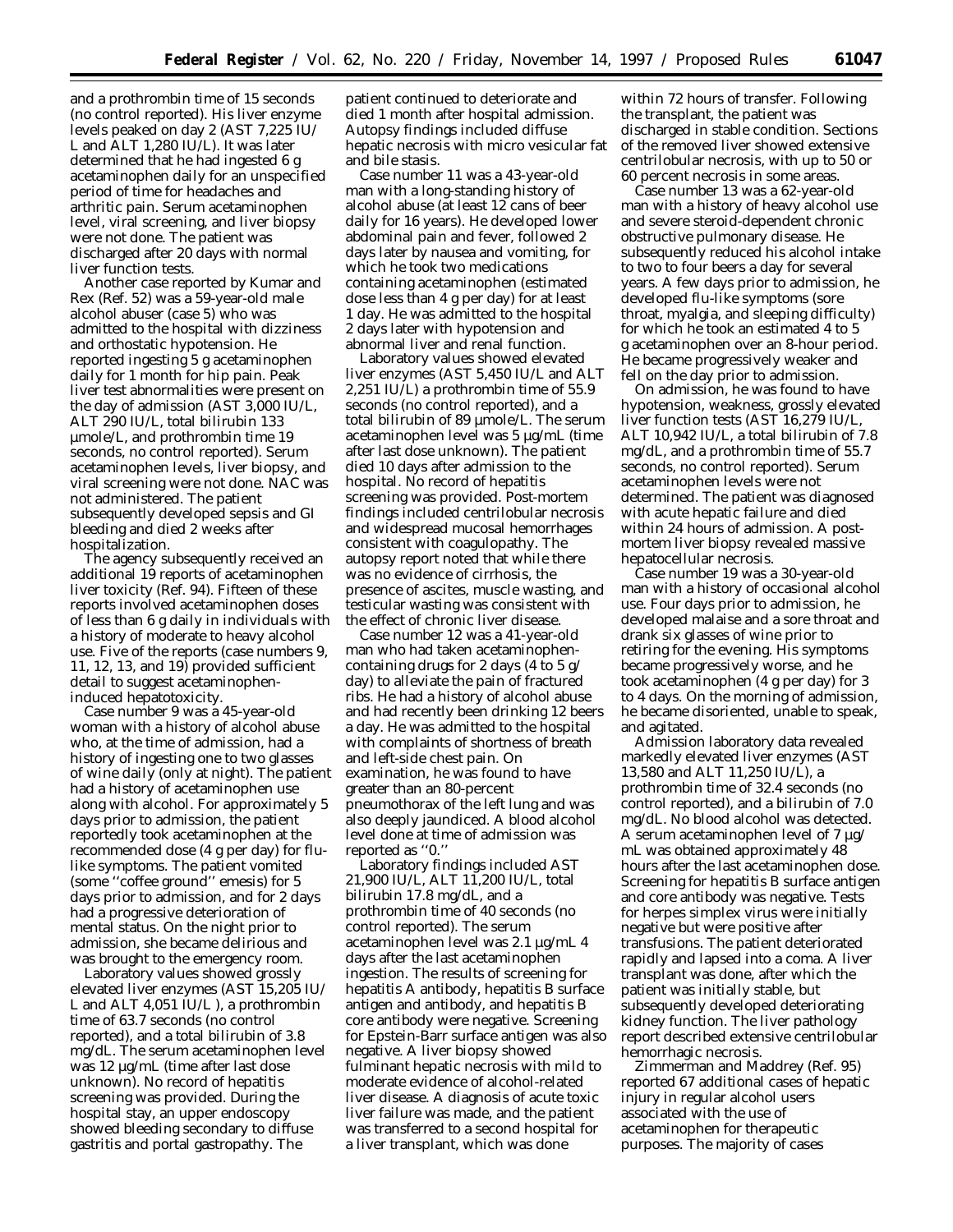and a prothrombin time of 15 seconds (no control reported). His liver enzyme levels peaked on day 2 (AST 7,225 IU/L and ALT 1,280 IU/L). It was later determined that he had ingested 6 g acetaminophen daily for an unspecified period of time for headaches and arthritic pain. Serum acetaminophen level, viral screening, and liver biopsy were not done. The patient was discharged after 20 days with normal liver function tests.

Another case reported by Kumar and Rex (Ref. 52) was a 59-year-old male alcohol abuser (case 5) who was admitted to the hospital with dizziness and orthostatic hypotension. He reported ingesting 5 g acetaminophen daily for 1 month for hip pain. Peak liver test abnormalities were present on the day of admission (AST 3,000 IU/L, ALT 290 IU/L, total bilirubin 133 µmole/L, and prothrombin time 19 seconds, no control reported). Serum acetaminophen levels, liver biopsy, and viral screening were not done. NAC was not administered. The patient subsequently developed sepsis and GI bleeding and died 2 weeks after hospitalization.

The agency subsequently received an additional 19 reports of acetaminophen liver toxicity (Ref. 94). Fifteen of these reports involved acetaminophen doses of less than 6 g daily in individuals with a history of moderate to heavy alcohol use. Five of the reports (case numbers 9, 11, 12, 13, and 19) provided sufficient detail to suggest acetaminophen-induced hepatotoxicity.

Case number 9 was a 45-year-old woman with a history of alcohol abuse who, at the time of admission, had a history of ingesting one to two glasses of wine daily (only at night). The patient had a history of acetaminophen use along with alcohol. For approximately 5 days prior to admission, the patient reportedly took acetaminophen at the recommended dose (4 g per day) for flu-like symptoms. The patient vomited (some ''coffee ground'' emesis) for 5 days prior to admission, and for 2 days had a progressive deterioration of mental status. On the night prior to admission, she became delirious and was brought to the emergency room.

Laboratory values showed grossly elevated liver enzymes (AST 15,205 IU/L and ALT 4,051 IU/L ), a prothrombin time of 63.7 seconds (no control reported), and a total bilirubin of 3.8 mg/dL. The serum acetaminophen level was 12 µg/mL (time after last dose unknown). No record of hepatitis screening was provided. During the hospital stay, an upper endoscopy showed bleeding secondary to diffuse gastritis and portal gastropathy. The patient continued to deteriorate and died 1 month after hospital admission. Autopsy findings included diffuse hepatic necrosis with micro vesicular fat and bile stasis.

Case number 11 was a 43-year-old man with a long-standing history of alcohol abuse (at least 12 cans of beer daily for 16 years). He developed lower abdominal pain and fever, followed 2 days later by nausea and vomiting, for which he took two medications containing acetaminophen (estimated dose less than 4 g per day) for at least 1 day. He was admitted to the hospital 2 days later with hypotension and abnormal liver and renal function.

Laboratory values showed elevated liver enzymes (AST 5,450 IU/L and ALT 2,251 IU/L) a prothrombin time of 55.9 seconds (no control reported), and a total bilirubin of 89 µmole/L. The serum acetaminophen level was 5 µg/mL (time after last dose unknown). The patient died 10 days after admission to the hospital. No record of hepatitis screening was provided. Post-mortem findings included centrilobular necrosis and widespread mucosal hemorrhages consistent with coagulopathy. The autopsy report noted that while there was no evidence of cirrhosis, the presence of ascites, muscle wasting, and testicular wasting was consistent with the effect of chronic liver disease.

Case number 12 was a 41-year-old man who had taken acetaminophen-containing drugs for 2 days (4 to 5 g/day) to alleviate the pain of fractured ribs. He had a history of alcohol abuse and had recently been drinking 12 beers a day. He was admitted to the hospital with complaints of shortness of breath and left-side chest pain. On examination, he was found to have greater than an 80-percent pneumothorax of the left lung and was also deeply jaundiced. A blood alcohol level done at time of admission was reported as ''0.''

Laboratory findings included AST 21,900 IU/L, ALT 11,200 IU/L, total bilirubin 17.8 mg/dL, and a prothrombin time of 40 seconds (no control reported). The serum acetaminophen level was 2.1 µg/mL 4 days after the last acetaminophen ingestion. The results of screening for hepatitis A antibody, hepatitis B surface antigen and antibody, and hepatitis B core antibody were negative. Screening for Epstein-Barr surface antigen was also negative. A liver biopsy showed fulminant hepatic necrosis with mild to moderate evidence of alcohol-related liver disease. A diagnosis of acute toxic liver failure was made, and the patient was transferred to a second hospital for a liver transplant, which was done within 72 hours of transfer. Following the transplant, the patient was discharged in stable condition. Sections of the removed liver showed extensive centrilobular necrosis, with up to 50 or 60 percent necrosis in some areas.

Case number 13 was a 62-year-old man with a history of heavy alcohol use and severe steroid-dependent chronic obstructive pulmonary disease. He subsequently reduced his alcohol intake to two to four beers a day for several years. A few days prior to admission, he developed flu-like symptoms (sore throat, myalgia, and sleeping difficulty) for which he took an estimated 4 to 5 g acetaminophen over an 8-hour period. He became progressively weaker and fell on the day prior to admission.

On admission, he was found to have hypotension, weakness, grossly elevated liver function tests (AST 16,279 IU/L, ALT 10,942 IU/L, a total bilirubin of 7.8 mg/dL, and a prothrombin time of 55.7 seconds, no control reported). Serum acetaminophen levels were not determined. The patient was diagnosed with acute hepatic failure and died within 24 hours of admission. A post-mortem liver biopsy revealed massive hepatocellular necrosis.

Case number 19 was a 30-year-old man with a history of occasional alcohol use. Four days prior to admission, he developed malaise and a sore throat and drank six glasses of wine prior to retiring for the evening. His symptoms became progressively worse, and he took acetaminophen (4 g per day) for 3 to 4 days. On the morning of admission, he became disoriented, unable to speak, and agitated.

Admission laboratory data revealed markedly elevated liver enzymes (AST 13,580 and ALT 11,250 IU/L), a prothrombin time of 32.4 seconds (no control reported), and a bilirubin of 7.0 mg/dL. No blood alcohol was detected. A serum acetaminophen level of 7 µg/mL was obtained approximately 48 hours after the last acetaminophen dose. Screening for hepatitis B surface antigen and core antibody was negative. Tests for herpes simplex virus were initially negative but were positive after transfusions. The patient deteriorated rapidly and lapsed into a coma. A liver transplant was done, after which the patient was initially stable, but subsequently developed deteriorating kidney function. The liver pathology report described extensive centrilobular hemorrhagic necrosis.

Zimmerman and Maddrey (Ref. 95) reported 67 additional cases of hepatic injury in regular alcohol users associated with the use of acetaminophen for therapeutic purposes. The majority of cases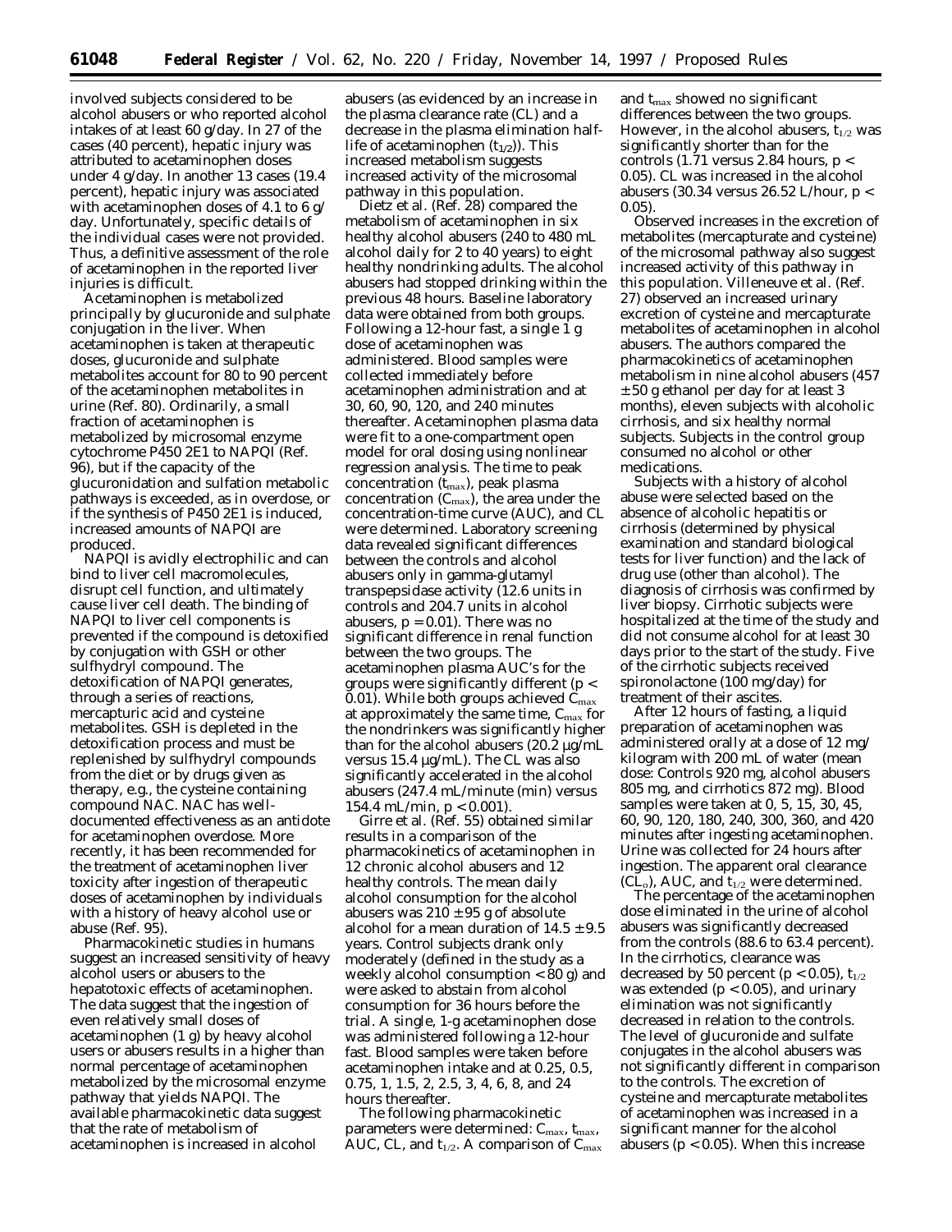involved subjects considered to be alcohol abusers or who reported alcohol intakes of at least 60 g/day. In 27 of the cases (40 percent), hepatic injury was attributed to acetaminophen doses under 4 g/day. In another 13 cases (19.4 percent), hepatic injury was associated with acetaminophen doses of 4.1 to 6 g/day. Unfortunately, specific details of the individual cases were not provided. Thus, a definitive assessment of the role of acetaminophen in the reported liver injuries is difficult.

Acetaminophen is metabolized principally by glucuronide and sulphate conjugation in the liver. When acetaminophen is taken at therapeutic doses, glucuronide and sulphate metabolites account for 80 to 90 percent of the acetaminophen metabolites in urine (Ref. 80). Ordinarily, a small fraction of acetaminophen is metabolized by microsomal enzyme cytochrome P450 2E1 to NAPQI (Ref. 96), but if the capacity of the glucuronidation and sulfation metabolic pathways is exceeded, as in overdose, or if the synthesis of P450 2E1 is induced, increased amounts of NAPQI are produced.

NAPQI is avidly electrophilic and can bind to liver cell macromolecules, disrupt cell function, and ultimately cause liver cell death. The binding of NAPQI to liver cell components is prevented if the compound is detoxified by conjugation with GSH or other sulfhydryl compound. The detoxification of NAPQI generates, through a series of reactions, mercapturic acid and cysteine metabolites. GSH is depleted in the detoxification process and must be replenished by sulfhydryl compounds from the diet or by drugs given as therapy, e.g., the cysteine containing compound NAC. NAC has well-documented effectiveness as an antidote for acetaminophen overdose. More recently, it has been recommended for the treatment of acetaminophen liver toxicity after ingestion of therapeutic doses of acetaminophen by individuals with a history of heavy alcohol use or abuse (Ref. 95).

Pharmacokinetic studies in humans suggest an increased sensitivity of heavy alcohol users or abusers to the hepatotoxic effects of acetaminophen. The data suggest that the ingestion of even relatively small doses of acetaminophen (1 g) by heavy alcohol users or abusers results in a higher than normal percentage of acetaminophen metabolized by the microsomal enzyme pathway that yields NAPQI. The available pharmacokinetic data suggest that the rate of metabolism of acetaminophen is increased in alcohol abusers (as evidenced by an increase in the plasma clearance rate (CL) and a decrease in the plasma elimination half-life of acetaminophen ($t_{1/2}$)). This increased metabolism suggests increased activity of the microsomal pathway in this population.

Dietz et al. (Ref. 28) compared the metabolism of acetaminophen in six healthy alcohol abusers (240 to 480 mL alcohol daily for 2 to 40 years) to eight healthy nondrinking adults. The alcohol abusers had stopped drinking within the previous 48 hours. Baseline laboratory data were obtained from both groups. Following a 12-hour fast, a single 1 g dose of acetaminophen was administered. Blood samples were collected immediately before acetaminophen administration and at 30, 60, 90, 120, and 240 minutes thereafter. Acetaminophen plasma data were fit to a one-compartment open model for oral dosing using nonlinear regression analysis. The time to peak concentration ($t_{max}$), peak plasma concentration ($C_{max}$), the area under the concentration-time curve (AUC), and CL were determined. Laboratory screening data revealed significant differences between the controls and alcohol abusers only in gamma-glutamyl transpespidase activity (12.6 units in controls and 204.7 units in alcohol abusers, $p = 0.01$). There was no significant difference in renal function between the two groups. The acetaminophen plasma AUC's for the groups were significantly different ($p < 0.01$). While both groups achieved $C_{max}$ at approximately the same time, $C_{max}$ for the nondrinkers was significantly higher than for the alcohol abusers (20.2 µg/mL versus 15.4 µg/mL). The CL was also significantly accelerated in the alcohol abusers (247.4 mL/minute (min) versus 154.4 mL/min, $p < 0.001$).

Girre et al. (Ref. 55) obtained similar results in a comparison of the pharmacokinetics of acetaminophen in 12 chronic alcohol abusers and 12 healthy controls. The mean daily alcohol consumption for the alcohol abusers was 210 ± 95 g of absolute alcohol for a mean duration of 14.5 ± 9.5 years. Control subjects drank only moderately (defined in the study as a weekly alcohol consumption < 80 g) and were asked to abstain from alcohol consumption for 36 hours before the trial. A single, 1-g acetaminophen dose was administered following a 12-hour fast. Blood samples were taken before acetaminophen intake and at 0.25, 0.5, 0.75, 1, 1.5, 2, 2.5, 3, 4, 6, 8, and 24 hours thereafter.

The following pharmacokinetic parameters were determined: $C_{max}$, $t_{max}$, AUC, CL, and $t_{1/2}$. A comparison of $C_{max}$ and $t_{max}$ showed no significant differences between the two groups. However, in the alcohol abusers, $t_{1/2}$ was significantly shorter than for the controls (1.71 versus 2.84 hours, $p < 0.05$). CL was increased in the alcohol abusers (30.34 versus 26.52 L/hour, $p < 0.05$).

Observed increases in the excretion of metabolites (mercapturate and cysteine) of the microsomal pathway also suggest increased activity of this pathway in this population. Villeneuve et al. (Ref. 27) observed an increased urinary excretion of cysteine and mercapturate metabolites of acetaminophen in alcohol abusers. The authors compared the pharmacokinetics of acetaminophen metabolism in nine alcohol abusers (457 ± 50 g ethanol per day for at least 3 months), eleven subjects with alcoholic cirrhosis, and six healthy normal subjects. Subjects in the control group consumed no alcohol or other medications.

Subjects with a history of alcohol abuse were selected based on the absence of alcoholic hepatitis or cirrhosis (determined by physical examination and standard biological tests for liver function) and the lack of drug use (other than alcohol). The diagnosis of cirrhosis was confirmed by liver biopsy. Cirrhotic subjects were hospitalized at the time of the study and did not consume alcohol for at least 30 days prior to the start of the study. Five of the cirrhotic subjects received spironolactone (100 mg/day) for treatment of their ascites.

After 12 hours of fasting, a liquid preparation of acetaminophen was administered orally at a dose of 12 mg/kilogram with 200 mL of water (mean dose: Controls 920 mg, alcohol abusers 805 mg, and cirrhotics 872 mg). Blood samples were taken at 0, 5, 15, 30, 45, 60, 90, 120, 180, 240, 300, 360, and 420 minutes after ingesting acetaminophen. Urine was collected for 24 hours after ingestion. The apparent oral clearance ($CL_o$), AUC, and $t_{1/2}$ were determined.

The percentage of the acetaminophen dose eliminated in the urine of alcohol abusers was significantly decreased from the controls (88.6 to 63.4 percent). In the cirrhotics, clearance was decreased by 50 percent ($p < 0.05$), $t_{1/2}$ was extended ($p < 0.05$), and urinary elimination was not significantly decreased in relation to the controls. The level of glucuronide and sulfate conjugates in the alcohol abusers was not significantly different in comparison to the controls. The excretion of cysteine and mercapturate metabolites of acetaminophen was increased in a significant manner for the alcohol abusers ($p < 0.05$). When this increase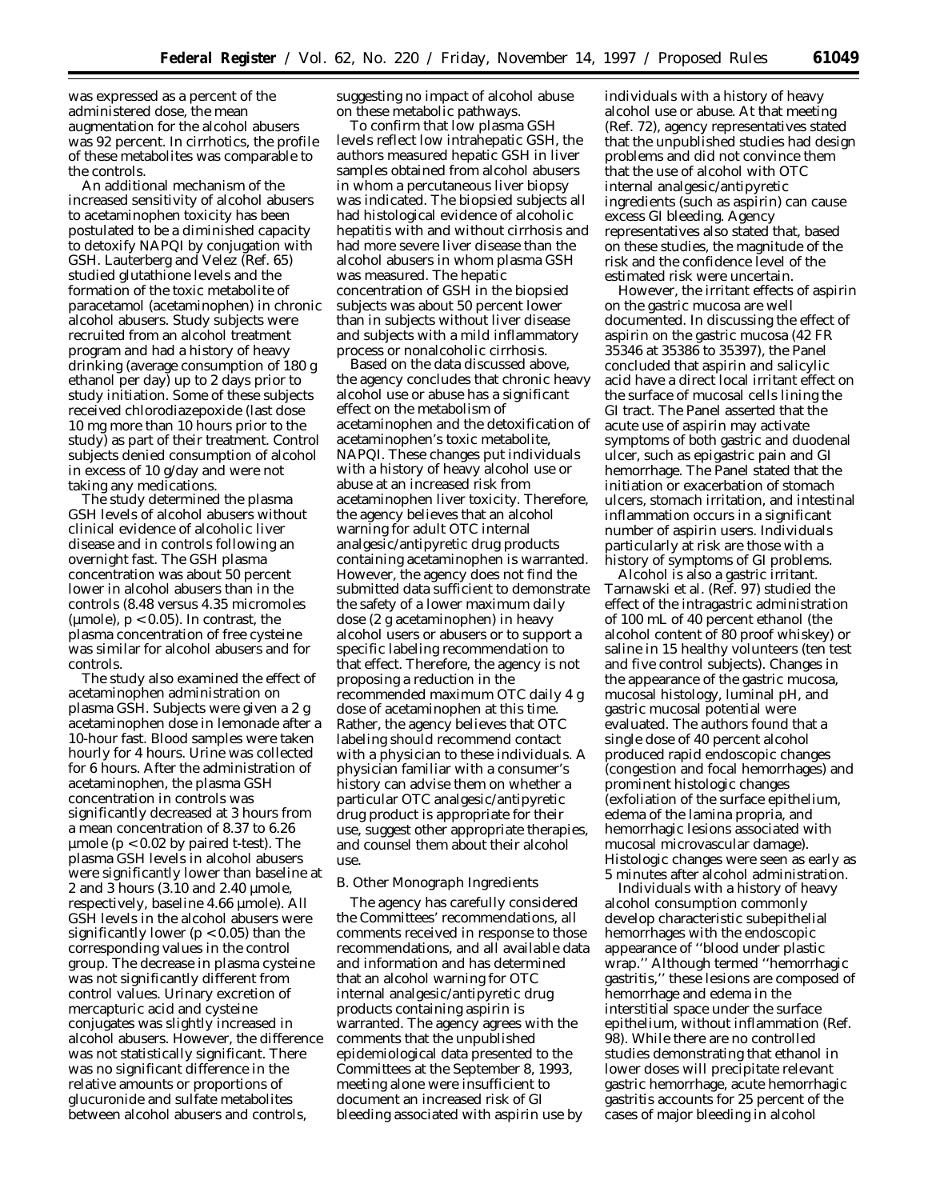was expressed as a percent of the administered dose, the mean augmentation for the alcohol abusers was 92 percent. In cirrhotics, the profile of these metabolites was comparable to the controls.

An additional mechanism of the increased sensitivity of alcohol abusers to acetaminophen toxicity has been postulated to be a diminished capacity to detoxify NAPQI by conjugation with GSH. Lauterberg and Velez (Ref. 65) studied glutathione levels and the formation of the toxic metabolite of paracetamol (acetaminophen) in chronic alcohol abusers. Study subjects were recruited from an alcohol treatment program and had a history of heavy drinking (average consumption of 180 g ethanol per day) up to 2 days prior to study initiation. Some of these subjects received chlordiazepoxide (last dose 10 mg more than 10 hours prior to the study) as part of their treatment. Control subjects denied consumption of alcohol in excess of 10 g/day and were not taking any medications.

The study determined the plasma GSH levels of alcohol abusers without clinical evidence of alcoholic liver disease and in controls following an overnight fast. The GSH plasma concentration was about 50 percent lower in alcohol abusers than in the controls (8.48 versus 4.35 micromoles (µmole), $p < 0.05$). In contrast, the plasma concentration of free cysteine was similar for alcohol abusers and for controls.

The study also examined the effect of acetaminophen administration on plasma GSH. Subjects were given a 2 g acetaminophen dose in lemonade after a 10-hour fast. Blood samples were taken hourly for 4 hours. Urine was collected for 6 hours. After the administration of acetaminophen, the plasma GSH concentration in controls was significantly decreased at 3 hours from a mean concentration of 8.37 to 6.26 µmole ($p < 0.02$ by paired t-test). The plasma GSH levels in alcohol abusers were significantly lower than baseline at 2 and 3 hours (3.10 and 2.40 µmole, respectively, baseline 4.66 µmole). All GSH levels in the alcohol abusers were significantly lower ($p < 0.05$) than the corresponding values in the control group. The decrease in plasma cysteine was not significantly different from control values. Urinary excretion of mercapturic acid and cysteine conjugates was slightly increased in alcohol abusers. However, the difference was not statistically significant. There was no significant difference in the relative amounts or proportions of glucuronide and sulfate metabolites between alcohol abusers and controls, suggesting no impact of alcohol abuse on these metabolic pathways.

To confirm that low plasma GSH levels reflect low intrahepatic GSH, the authors measured hepatic GSH in liver samples obtained from alcohol abusers in whom a percutaneous liver biopsy was indicated. The biopsied subjects all had histological evidence of alcoholic hepatitis with and without cirrhosis and had more severe liver disease than the alcohol abusers in whom plasma GSH was measured. The hepatic concentration of GSH in the biopsied subjects was about 50 percent lower than in subjects without liver disease and subjects with a mild inflammatory process or nonalcoholic cirrhosis.

Based on the data discussed above, the agency concludes that chronic heavy alcohol use or abuse has a significant effect on the metabolism of acetaminophen and the detoxification of acetaminophen's toxic metabolite, NAPQI. These changes put individuals with a history of heavy alcohol use or abuse at an increased risk from acetaminophen liver toxicity. Therefore, the agency believes that an alcohol warning for adult OTC internal analgesic/antipyretic drug products containing acetaminophen is warranted. However, the agency does not find the submitted data sufficient to demonstrate the safety of a lower maximum daily dose (2 g acetaminophen) in heavy alcohol users or abusers or to support a specific labeling recommendation to that effect. Therefore, the agency is not proposing a reduction in the recommended maximum OTC daily 4 g dose of acetaminophen at this time. Rather, the agency believes that OTC labeling should recommend contact with a physician to these individuals. A physician familiar with a consumer's history can advise them on whether a particular OTC analgesic/antipyretic drug product is appropriate for their use, suggest other appropriate therapies, and counsel them about their alcohol use.

*B. Other Monograph Ingredients*

The agency has carefully considered the Committees' recommendations, all comments received in response to those recommendations, and all available data and information and has determined that an alcohol warning for OTC internal analgesic/antipyretic drug products containing aspirin is warranted. The agency agrees with the comments that the unpublished epidemiological data presented to the Committees at the September 8, 1993, meeting alone were insufficient to document an increased risk of GI bleeding associated with aspirin use by individuals with a history of heavy alcohol use or abuse. At that meeting (Ref. 72), agency representatives stated that the unpublished studies had design problems and did not convince them that the use of alcohol with OTC internal analgesic/antipyretic ingredients (such as aspirin) can cause excess GI bleeding. Agency representatives also stated that, based on these studies, the magnitude of the risk and the confidence level of the estimated risk were uncertain.

However, the irritant effects of aspirin on the gastric mucosa are well documented. In discussing the effect of aspirin on the gastric mucosa (42 FR 35346 at 35386 to 35397), the Panel concluded that aspirin and salicylic acid have a direct local irritant effect on the surface of mucosal cells lining the GI tract. The Panel asserted that the acute use of aspirin may activate symptoms of both gastric and duodenal ulcer, such as epigastric pain and GI hemorrhage. The Panel stated that the initiation or exacerbation of stomach ulcers, stomach irritation, and intestinal inflammation occurs in a significant number of aspirin users. Individuals particularly at risk are those with a history of symptoms of GI problems.

Alcohol is also a gastric irritant. Tarnawski et al. (Ref. 97) studied the effect of the intragastric administration of 100 mL of 40 percent ethanol (the alcohol content of 80 proof whiskey) or saline in 15 healthy volunteers (ten test and five control subjects). Changes in the appearance of the gastric mucosa, mucosal histology, luminal pH, and gastric mucosal potential were evaluated. The authors found that a single dose of 40 percent alcohol produced rapid endoscopic changes (congestion and focal hemorrhages) and prominent histologic changes (exfoliation of the surface epithelium, edema of the lamina propria, and hemorrhagic lesions associated with mucosal microvascular damage). Histologic changes were seen as early as 5 minutes after alcohol administration.

Individuals with a history of heavy alcohol consumption commonly develop characteristic subepithelial hemorrhages with the endoscopic appearance of ''blood under plastic wrap.'' Although termed ''hemorrhagic gastritis,'' these lesions are composed of hemorrhage and edema in the interstitial space under the surface epithelium, without inflammation (Ref. 98). While there are no controlled studies demonstrating that ethanol in lower doses will precipitate relevant gastric hemorrhage, acute hemorrhagic gastritis accounts for 25 percent of the cases of major bleeding in alcohol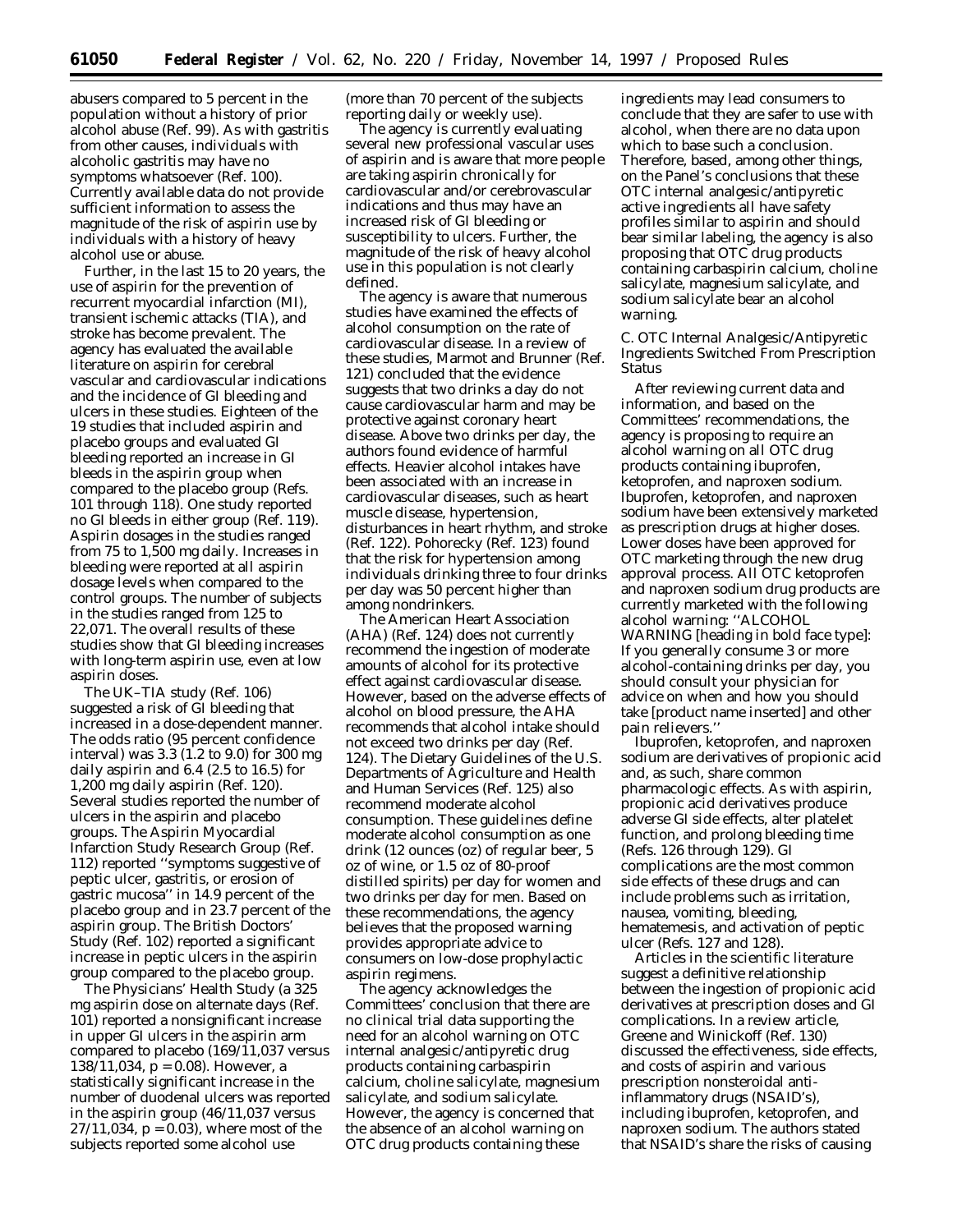abusers compared to 5 percent in the population without a history of prior alcohol abuse (Ref. 99). As with gastritis from other causes, individuals with alcoholic gastritis may have no symptoms whatsoever (Ref. 100). Currently available data do not provide sufficient information to assess the magnitude of the risk of aspirin use by individuals with a history of heavy alcohol use or abuse.

Further, in the last 15 to 20 years, the use of aspirin for the prevention of recurrent myocardial infarction (MI), transient ischemic attacks (TIA), and stroke has become prevalent. The agency has evaluated the available literature on aspirin for cerebral vascular and cardiovascular indications and the incidence of GI bleeding and ulcers in these studies. Eighteen of the 19 studies that included aspirin and placebo groups and evaluated GI bleeding reported an increase in GI bleeds in the aspirin group when compared to the placebo group (Refs. 101 through 118). One study reported no GI bleeds in either group (Ref. 119). Aspirin dosages in the studies ranged from 75 to 1,500 mg daily. Increases in bleeding were reported at all aspirin dosage levels when compared to the control groups. The number of subjects in the studies ranged from 125 to 22,071. The overall results of these studies show that GI bleeding increases with long-term aspirin use, even at low aspirin doses.

The UK–TIA study (Ref. 106) suggested a risk of GI bleeding that increased in a dose-dependent manner. The odds ratio (95 percent confidence interval) was 3.3 (1.2 to 9.0) for 300 mg daily aspirin and 6.4 (2.5 to 16.5) for 1,200 mg daily aspirin (Ref. 120). Several studies reported the number of ulcers in the aspirin and placebo groups. The Aspirin Myocardial Infarction Study Research Group (Ref. 112) reported ''symptoms suggestive of peptic ulcer, gastritis, or erosion of gastric mucosa'' in 14.9 percent of the placebo group and in 23.7 percent of the aspirin group. The British Doctors' Study (Ref. 102) reported a significant increase in peptic ulcers in the aspirin group compared to the placebo group.

The Physicians' Health Study (a 325 mg aspirin dose on alternate days (Ref. 101) reported a nonsignificant increase in upper GI ulcers in the aspirin arm compared to placebo (169/11,037 versus 138/11,034, $p = 0.08$). However, a statistically significant increase in the number of duodenal ulcers was reported in the aspirin group (46/11,037 versus 27/11,034, $p = 0.03$), where most of the subjects reported some alcohol use (more than 70 percent of the subjects reporting daily or weekly use).

The agency is currently evaluating several new professional vascular uses of aspirin and is aware that more people are taking aspirin chronically for cardiovascular and/or cerebrovascular indications and thus may have an increased risk of GI bleeding or susceptibility to ulcers. Further, the magnitude of the risk of heavy alcohol use in this population is not clearly defined.

The agency is aware that numerous studies have examined the effects of alcohol consumption on the rate of cardiovascular disease. In a review of these studies, Marmot and Brunner (Ref. 121) concluded that the evidence suggests that two drinks a day do not cause cardiovascular harm and may be protective against coronary heart disease. Above two drinks per day, the authors found evidence of harmful effects. Heavier alcohol intakes have been associated with an increase in cardiovascular diseases, such as heart muscle disease, hypertension, disturbances in heart rhythm, and stroke (Ref. 122). Pohorecky (Ref. 123) found that the risk for hypertension among individuals drinking three to four drinks per day was 50 percent higher than among nondrinkers.

The American Heart Association (AHA) (Ref. 124) does not currently recommend the ingestion of moderate amounts of alcohol for its protective effect against cardiovascular disease. However, based on the adverse effects of alcohol on blood pressure, the AHA recommends that alcohol intake should not exceed two drinks per day (Ref. 124). The Dietary Guidelines of the U.S. Departments of Agriculture and Health and Human Services (Ref. 125) also recommend moderate alcohol consumption. These guidelines define moderate alcohol consumption as one drink (12 ounces (oz) of regular beer, 5 oz of wine, or 1.5 oz of 80-proof distilled spirits) per day for women and two drinks per day for men. Based on these recommendations, the agency believes that the proposed warning provides appropriate advice to consumers on low-dose prophylactic aspirin regimens.

The agency acknowledges the Committees' conclusion that there are no clinical trial data supporting the need for an alcohol warning on OTC internal analgesic/antipyretic drug products containing carbaspirin calcium, choline salicylate, magnesium salicylate, and sodium salicylate. However, the agency is concerned that the absence of an alcohol warning on OTC drug products containing these ingredients may lead consumers to conclude that they are safer to use with alcohol, when there are no data upon which to base such a conclusion. Therefore, based, among other things, on the Panel's conclusions that these OTC internal analgesic/antipyretic active ingredients all have safety profiles similar to aspirin and should bear similar labeling, the agency is also proposing that OTC drug products containing carbaspirin calcium, choline salicylate, magnesium salicylate, and sodium salicylate bear an alcohol warning.

### *C. OTC Internal Analgesic/Antipyretic Ingredients Switched From Prescription Status*

After reviewing current data and information, and based on the Committees' recommendations, the agency is proposing to require an alcohol warning on all OTC drug products containing ibuprofen, ketoprofen, and naproxen sodium. Ibuprofen, ketoprofen, and naproxen sodium have been extensively marketed as prescription drugs at higher doses. Lower doses have been approved for OTC marketing through the new drug approval process. All OTC ketoprofen and naproxen sodium drug products are currently marketed with the following alcohol warning: ''ALCOHOL WARNING [heading in bold face type]: If you generally consume 3 or more alcohol-containing drinks per day, you should consult your physician for advice on when and how you should take [product name inserted] and other pain relievers.''

Ibuprofen, ketoprofen, and naproxen sodium are derivatives of propionic acid and, as such, share common pharmacologic effects. As with aspirin, propionic acid derivatives produce adverse GI side effects, alter platelet function, and prolong bleeding time (Refs. 126 through 129). GI complications are the most common side effects of these drugs and can include problems such as irritation, nausea, vomiting, bleeding, hematemesis, and activation of peptic ulcer (Refs. 127 and 128).

Articles in the scientific literature suggest a definitive relationship between the ingestion of propionic acid derivatives at prescription doses and GI complications. In a review article, Greene and Winickoff (Ref. 130) discussed the effectiveness, side effects, and costs of aspirin and various prescription nonsteroidal anti-inflammatory drugs (NSAID's), including ibuprofen, ketoprofen, and naproxen sodium. The authors stated that NSAID's share the risks of causing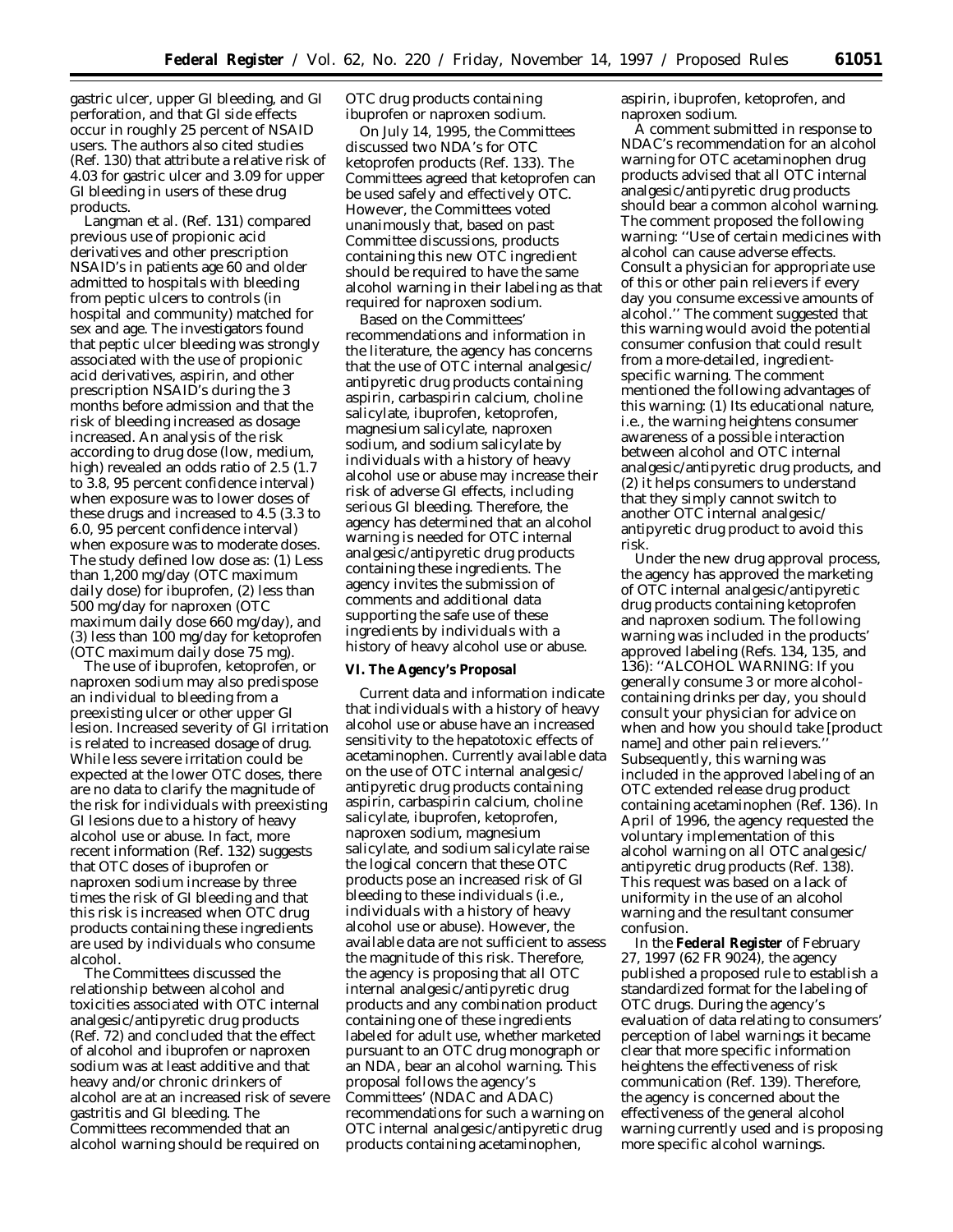gastric ulcer, upper GI bleeding, and GI perforation, and that GI side effects occur in roughly 25 percent of NSAID users. The authors also cited studies (Ref. 130) that attribute a relative risk of 4.03 for gastric ulcer and 3.09 for upper GI bleeding in users of these drug products.

Langman et al. (Ref. 131) compared previous use of propionic acid derivatives and other prescription NSAID's in patients age 60 and older admitted to hospitals with bleeding from peptic ulcers to controls (in hospital and community) matched for sex and age. The investigators found that peptic ulcer bleeding was strongly associated with the use of propionic acid derivatives, aspirin, and other prescription NSAID's during the 3 months before admission and that the risk of bleeding increased as dosage increased. An analysis of the risk according to drug dose (low, medium, high) revealed an odds ratio of 2.5 (1.7 to 3.8, 95 percent confidence interval) when exposure was to lower doses of these drugs and increased to 4.5 (3.3 to 6.0, 95 percent confidence interval) when exposure was to moderate doses. The study defined low dose as: (1) Less than 1,200 mg/day (OTC maximum daily dose) for ibuprofen, (2) less than 500 mg/day for naproxen (OTC maximum daily dose 660 mg/day), and (3) less than 100 mg/day for ketoprofen (OTC maximum daily dose 75 mg).

The use of ibuprofen, ketoprofen, or naproxen sodium may also predispose an individual to bleeding from a preexisting ulcer or other upper GI lesion. Increased severity of GI irritation is related to increased dosage of drug. While less severe irritation could be expected at the lower OTC doses, there are no data to clarify the magnitude of the risk for individuals with preexisting GI lesions due to a history of heavy alcohol use or abuse. In fact, more recent information (Ref. 132) suggests that OTC doses of ibuprofen or naproxen sodium increase by three times the risk of GI bleeding and that this risk is increased when OTC drug products containing these ingredients are used by individuals who consume alcohol.

The Committees discussed the relationship between alcohol and toxicities associated with OTC internal analgesic/antipyretic drug products (Ref. 72) and concluded that the effect of alcohol and ibuprofen or naproxen sodium was at least additive and that heavy and/or chronic drinkers of alcohol are at an increased risk of severe gastritis and GI bleeding. The Committees recommended that an alcohol warning should be required on OTC drug products containing ibuprofen or naproxen sodium.

On July 14, 1995, the Committees discussed two NDA's for OTC ketoprofen products (Ref. 133). The Committees agreed that ketoprofen can be used safely and effectively OTC. However, the Committees voted unanimously that, based on past Committee discussions, products containing this new OTC ingredient should be required to have the same alcohol warning in their labeling as that required for naproxen sodium.

Based on the Committees' recommendations and information in the literature, the agency has concerns that the use of OTC internal analgesic/antipyretic drug products containing aspirin, carbaspirin calcium, choline salicylate, ibuprofen, ketoprofen, magnesium salicylate, naproxen sodium, and sodium salicylate by individuals with a history of heavy alcohol use or abuse may increase their risk of adverse GI effects, including serious GI bleeding. Therefore, the agency has determined that an alcohol warning is needed for OTC internal analgesic/antipyretic drug products containing these ingredients. The agency invites the submission of comments and additional data supporting the safe use of these ingredients by individuals with a history of heavy alcohol use or abuse.

## VI. The Agency's Proposal

Current data and information indicate that individuals with a history of heavy alcohol use or abuse have an increased sensitivity to the hepatotoxic effects of acetaminophen. Currently available data on the use of OTC internal analgesic/antipyretic drug products containing aspirin, carbaspirin calcium, choline salicylate, ibuprofen, ketoprofen, naproxen sodium, magnesium salicylate, and sodium salicylate raise the logical concern that these OTC products pose an increased risk of GI bleeding to these individuals (i.e., individuals with a history of heavy alcohol use or abuse). However, the available data are not sufficient to assess the magnitude of this risk. Therefore, the agency is proposing that all OTC internal analgesic/antipyretic drug products and any combination product containing one of these ingredients labeled for adult use, whether marketed pursuant to an OTC drug monograph or an NDA, bear an alcohol warning. This proposal follows the agency's Committees' (NDAC and ADAC) recommendations for such a warning on OTC internal analgesic/antipyretic drug products containing acetaminophen, aspirin, ibuprofen, ketoprofen, and naproxen sodium.

A comment submitted in response to NDAC's recommendation for an alcohol warning for OTC acetaminophen drug products advised that all OTC internal analgesic/antipyretic drug products should bear a common alcohol warning. The comment proposed the following warning: ''Use of certain medicines with alcohol can cause adverse effects. Consult a physician for appropriate use of this or other pain relievers if every day you consume excessive amounts of alcohol.'' The comment suggested that this warning would avoid the potential consumer confusion that could result from a more-detailed, ingredient-specific warning. The comment mentioned the following advantages of this warning: (1) Its educational nature, i.e., the warning heightens consumer awareness of a possible interaction between alcohol and OTC internal analgesic/antipyretic drug products, and (2) it helps consumers to understand that they simply cannot switch to another OTC internal analgesic/antipyretic drug product to avoid this risk.

Under the new drug approval process, the agency has approved the marketing of OTC internal analgesic/antipyretic drug products containing ketoprofen and naproxen sodium. The following warning was included in the products' approved labeling (Refs. 134, 135, and 136): ''ALCOHOL WARNING: If you generally consume 3 or more alcohol-containing drinks per day, you should consult your physician for advice on when and how you should take [product name] and other pain relievers.'' Subsequently, this warning was included in the approved labeling of an OTC extended release drug product containing acetaminophen (Ref. 136). In April of 1996, the agency requested the voluntary implementation of this alcohol warning on all OTC analgesic/antipyretic drug products (Ref. 138). This request was based on a lack of uniformity in the use of an alcohol warning and the resultant consumer confusion.

In the **Federal Register** of February 27, 1997 (62 FR 9024), the agency published a proposed rule to establish a standardized format for the labeling of OTC drugs. During the agency's evaluation of data relating to consumers' perception of label warnings it became clear that more specific information heightens the effectiveness of risk communication (Ref. 139). Therefore, the agency is concerned about the effectiveness of the general alcohol warning currently used and is proposing more specific alcohol warnings.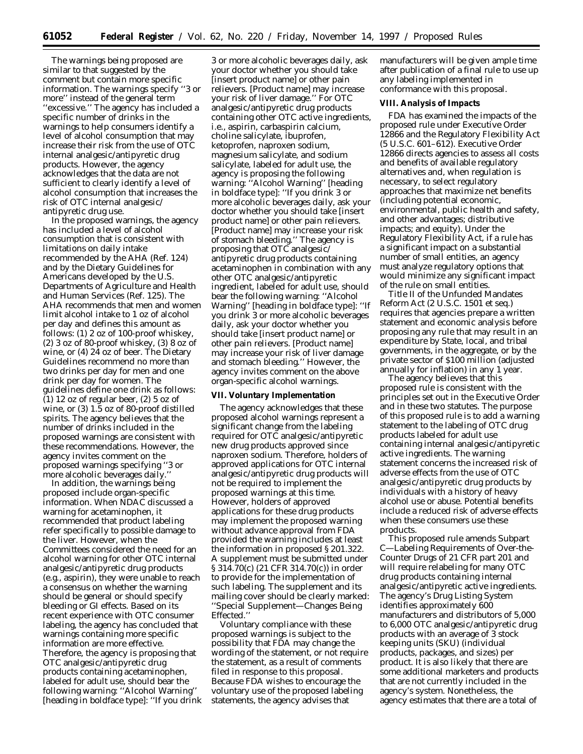The warnings being proposed are similar to that suggested by the comment but contain more specific information. The warnings specify ''3 or more'' instead of the general term ''excessive.'' The agency has included a specific number of drinks in the warnings to help consumers identify a level of alcohol consumption that may increase their risk from the use of OTC internal analgesic/antipyretic drug products. However, the agency acknowledges that the data are not sufficient to clearly identify a level of alcohol consumption that increases the risk of OTC internal analgesic/antipyretic drug use.

In the proposed warnings, the agency has included a level of alcohol consumption that is consistent with limitations on daily intake recommended by the AHA (Ref. 124) and by the Dietary Guidelines for Americans developed by the U.S. Departments of Agriculture and Health and Human Services (Ref. 125). The AHA recommends that men and women limit alcohol intake to 1 oz of alcohol per day and defines this amount as follows: (1) 2 oz of 100-proof whiskey, (2) 3 oz of 80-proof whiskey, (3) 8 oz of wine, or (4) 24 oz of beer. The Dietary Guidelines recommend no more than two drinks per day for men and one drink per day for women. The guidelines define one drink as follows: (1) 12 oz of regular beer, (2) 5 oz of wine, or (3) 1.5 oz of 80-proof distilled spirits. The agency believes that the number of drinks included in the proposed warnings are consistent with these recommendations. However, the agency invites comment on the proposed warnings specifying ''3 or more alcoholic beverages daily.''

In addition, the warnings being proposed include organ-specific information. When NDAC discussed a warning for acetaminophen, it recommended that product labeling refer specifically to possible damage to the liver. However, when the Committees considered the need for an alcohol warning for other OTC internal analgesic/antipyretic drug products (e.g., aspirin), they were unable to reach a consensus on whether the warning should be general or should specify bleeding or GI effects. Based on its recent experience with OTC consumer labeling, the agency has concluded that warnings containing more specific information are more effective. Therefore, the agency is proposing that OTC analgesic/antipyretic drug products containing acetaminophen, labeled for adult use, should bear the following warning: ''Alcohol Warning'' [heading in boldface type]: ''If you drink 3 or more alcoholic beverages daily, ask your doctor whether you should take [insert product name] or other pain relievers. [Product name] may increase your risk of liver damage.'' For OTC analgesic/antipyretic drug products containing other OTC active ingredients, i.e., aspirin, carbaspirin calcium, choline salicylate, ibuprofen, ketoprofen, naproxen sodium, magnesium salicylate, and sodium salicylate, labeled for adult use, the agency is proposing the following warning: ''Alcohol Warning'' [heading in boldface type]: ''If you drink 3 or more alcoholic beverages daily, ask your doctor whether you should take [insert product name] or other pain relievers. [Product name] may increase your risk of stomach bleeding.'' The agency is proposing that OTC analgesic/antipyretic drug products containing acetaminophen in combination with any other OTC analgesic/antipyretic ingredient, labeled for adult use, should bear the following warning: ''Alcohol Warning'' [heading in boldface type]: ''If you drink 3 or more alcoholic beverages daily, ask your doctor whether you should take [insert product name] or other pain relievers. [Product name] may increase your risk of liver damage and stomach bleeding.'' However, the agency invites comment on the above organ-specific alcohol warnings.

## VII. Voluntary Implementation

The agency acknowledges that these proposed alcohol warnings represent a significant change from the labeling required for OTC analgesic/antipyretic new drug products approved since naproxen sodium. Therefore, holders of approved applications for OTC internal analgesic/antipyretic drug products will not be required to implement the proposed warnings at this time. However, holders of approved applications for these drug products may implement the proposed warning without advance approval from FDA provided the warning includes at least the information in proposed § 201.322. A supplement must be submitted under § 314.70(c) (21 CFR 314.70(c)) in order to provide for the implementation of such labeling. The supplement and its mailing cover should be clearly marked: ''Special Supplement—Changes Being Effected.''

Voluntary compliance with these proposed warnings is subject to the possibility that FDA may change the wording of the statement, or not require the statement, as a result of comments filed in response to this proposal. Because FDA wishes to encourage the voluntary use of the proposed labeling statements, the agency advises that manufacturers will be given ample time after publication of a final rule to use up any labeling implemented in conformance with this proposal.

## VIII. Analysis of Impacts

FDA has examined the impacts of the proposed rule under Executive Order 12866 and the Regulatory Flexibility Act (5 U.S.C. 601–612). Executive Order 12866 directs agencies to assess all costs and benefits of available regulatory alternatives and, when regulation is necessary, to select regulatory approaches that maximize net benefits (including potential economic, environmental, public health and safety, and other advantages; distributive impacts; and equity). Under the Regulatory Flexibility Act, if a rule has a significant impact on a substantial number of small entities, an agency must analyze regulatory options that would minimize any significant impact of the rule on small entities.

Title II of the Unfunded Mandates Reform Act (2 U.S.C. 1501 et seq.) requires that agencies prepare a written statement and economic analysis before proposing any rule that may result in an expenditure by State, local, and tribal governments, in the aggregate, or by the private sector of $100 million (adjusted annually for inflation) in any 1 year.

The agency believes that this proposed rule is consistent with the principles set out in the Executive Order and in these two statutes. The purpose of this proposed rule is to add a warning statement to the labeling of OTC drug products labeled for adult use containing internal analgesic/antipyretic active ingredients. The warning statement concerns the increased risk of adverse effects from the use of OTC analgesic/antipyretic drug products by individuals with a history of heavy alcohol use or abuse. Potential benefits include a reduced risk of adverse effects when these consumers use these products.

This proposed rule amends Subpart C—Labeling Requirements of Over-the-Counter Drugs of 21 CFR part 201 and will require relabeling for many OTC drug products containing internal analgesic/antipyretic active ingredients. The agency's Drug Listing System identifies approximately 600 manufacturers and distributors of 5,000 to 6,000 OTC analgesic/antipyretic drug products with an average of 3 stock keeping units (SKU) (individual products, packages, and sizes) per product. It is also likely that there are some additional marketers and products that are not currently included in the agency's system. Nonetheless, the agency estimates that there are a total of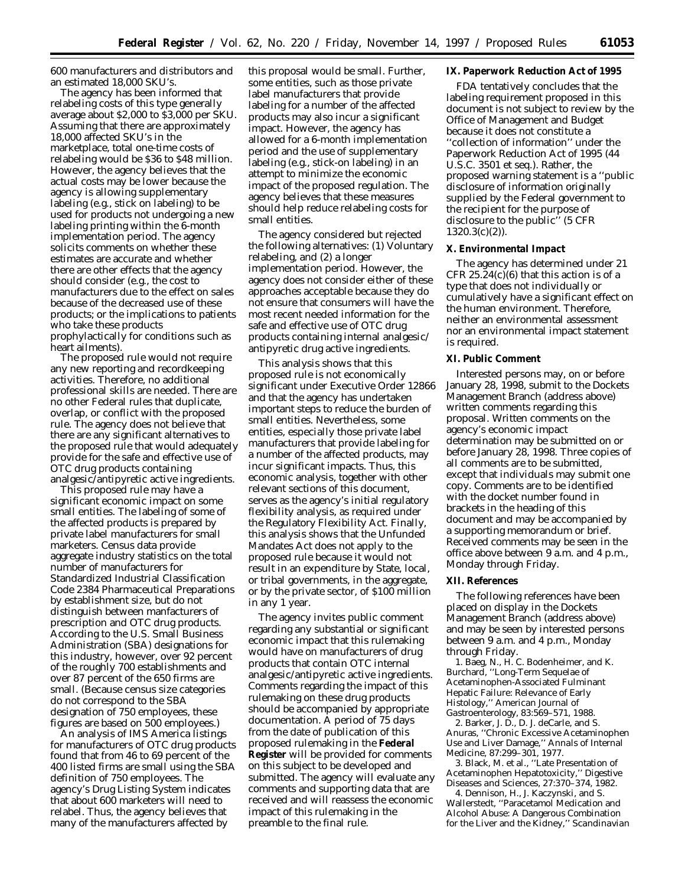600 manufacturers and distributors and an estimated 18,000 SKU's.

The agency has been informed that relabeling costs of this type generally average about $2,000 to $3,000 per SKU. Assuming that there are approximately 18,000 affected SKU's in the marketplace, total one-time costs of relabeling would be $36 to $48 million. However, the agency believes that the actual costs may be lower because the agency is allowing supplementary labeling (e.g., stick on labeling) to be used for products not undergoing a new labeling printing within the 6-month implementation period. The agency solicits comments on whether these estimates are accurate and whether there are other effects that the agency should consider (e.g., the cost to manufacturers due to the effect on sales because of the decreased use of these products; or the implications to patients who take these products prophylactically for conditions such as heart ailments).

The proposed rule would not require any new reporting and recordkeeping activities. Therefore, no additional professional skills are needed. There are no other Federal rules that duplicate, overlap, or conflict with the proposed rule. The agency does not believe that there are any significant alternatives to the proposed rule that would adequately provide for the safe and effective use of OTC drug products containing analgesic/antipyretic active ingredients.

This proposed rule may have a significant economic impact on some small entities. The labeling of some of the affected products is prepared by private label manufacturers for small marketers. Census data provide aggregate industry statistics on the total number of manufacturers for Standardized Industrial Classification Code 2384 Pharmaceutical Preparations by establishment size, but do not distinguish between manfacturers of prescription and OTC drug products. According to the U.S. Small Business Administration (SBA) designations for this industry, however, over 92 percent of the roughly 700 establishments and over 87 percent of the 650 firms are small. (Because census size categories do not correspond to the SBA designation of 750 employees, these figures are based on 500 employees.)

An analysis of IMS America listings for manufacturers of OTC drug products found that from 46 to 69 percent of the 400 listed firms are small using the SBA definition of 750 employees. The agency's Drug Listing System indicates that about 600 marketers will need to relabel. Thus, the agency believes that many of the manufacturers affected by this proposal would be small. Further, some entities, such as those private label manufacturers that provide labeling for a number of the affected products may also incur a significant impact. However, the agency has allowed for a 6-month implementation period and the use of supplementary labeling (e.g., stick-on labeling) in an attempt to minimize the economic impact of the proposed regulation. The agency believes that these measures should help reduce relabeling costs for small entities.

The agency considered but rejected the following alternatives: (1) Voluntary relabeling, and (2) a longer implementation period. However, the agency does not consider either of these approaches acceptable because they do not ensure that consumers will have the most recent needed information for the safe and effective use of OTC drug products containing internal analgesic/antipyretic drug active ingredients.

This analysis shows that this proposed rule is not economically significant under Executive Order 12866 and that the agency has undertaken important steps to reduce the burden of small entities. Nevertheless, some entities, especially those private label manufacturers that provide labeling for a number of the affected products, may incur significant impacts. Thus, this economic analysis, together with other relevant sections of this document, serves as the agency's initial regulatory flexibility analysis, as required under the Regulatory Flexibility Act. Finally, this analysis shows that the Unfunded Mandates Act does not apply to the proposed rule because it would not result in an expenditure by State, local, or tribal governments, in the aggregate, or by the private sector, of $100 million in any 1 year.

The agency invites public comment regarding any substantial or significant economic impact that this rulemaking would have on manufacturers of drug products that contain OTC internal analgesic/antipyretic active ingredients. Comments regarding the impact of this rulemaking on these drug products should be accompanied by appropriate documentation. A period of 75 days from the date of publication of this proposed rulemaking in the **Federal Register** will be provided for comments on this subject to be developed and submitted. The agency will evaluate any comments and supporting data that are received and will reassess the economic impact of this rulemaking in the preamble to the final rule.

## IX. Paperwork Reduction Act of 1995

FDA tentatively concludes that the labeling requirement proposed in this document is not subject to review by the Office of Management and Budget because it does not constitute a ''collection of information'' under the Paperwork Reduction Act of 1995 (44 U.S.C. 3501 et seq.). Rather, the proposed warning statement is a ''public disclosure of information originally supplied by the Federal government to the recipient for the purpose of disclosure to the public'' (5 CFR 1320.3(c)(2)).

## X. Environmental Impact

The agency has determined under 21 CFR 25.24(c)(6) that this action is of a type that does not individually or cumulatively have a significant effect on the human environment. Therefore, neither an environmental assessment nor an environmental impact statement is required.

## XI. Public Comment

Interested persons may, on or before January 28, 1998, submit to the Dockets Management Branch (address above) written comments regarding this proposal. Written comments on the agency's economic impact determination may be submitted on or before January 28, 1998. Three copies of all comments are to be submitted, except that individuals may submit one copy. Comments are to be identified with the docket number found in brackets in the heading of this document and may be accompanied by a supporting memorandum or brief. Received comments may be seen in the office above between 9 a.m. and 4 p.m., Monday through Friday.

## XII. References

The following references have been placed on display in the Dockets Management Branch (address above) and may be seen by interested persons between 9 a.m. and 4 p.m., Monday through Friday.

1. Baeg, N., H. C. Bodenheimer, and K. Burchard, ''Long-Term Sequelae of Acetaminophen-Associated Fulminant Hepatic Failure: Relevance of Early Histology,'' American Journal of Gastroenterology, 83:569–571, 1988.

2. Barker, J. D., D. J. deCarle, and S. Anuras, ''Chronic Excessive Acetaminophen Use and Liver Damage,'' Annals of Internal Medicine, 87:299–301, 1977.

3. Black, M. et al., ''Late Presentation of Acetaminophen Hepatotoxicity,'' Digestive Diseases and Sciences, 27:370–374, 1982.

4. Dennison, H., J. Kaczynski, and S. Wallerstedt, ''Paracetamol Medication and Alcohol Abuse: A Dangerous Combination for the Liver and the Kidney,'' Scandinavian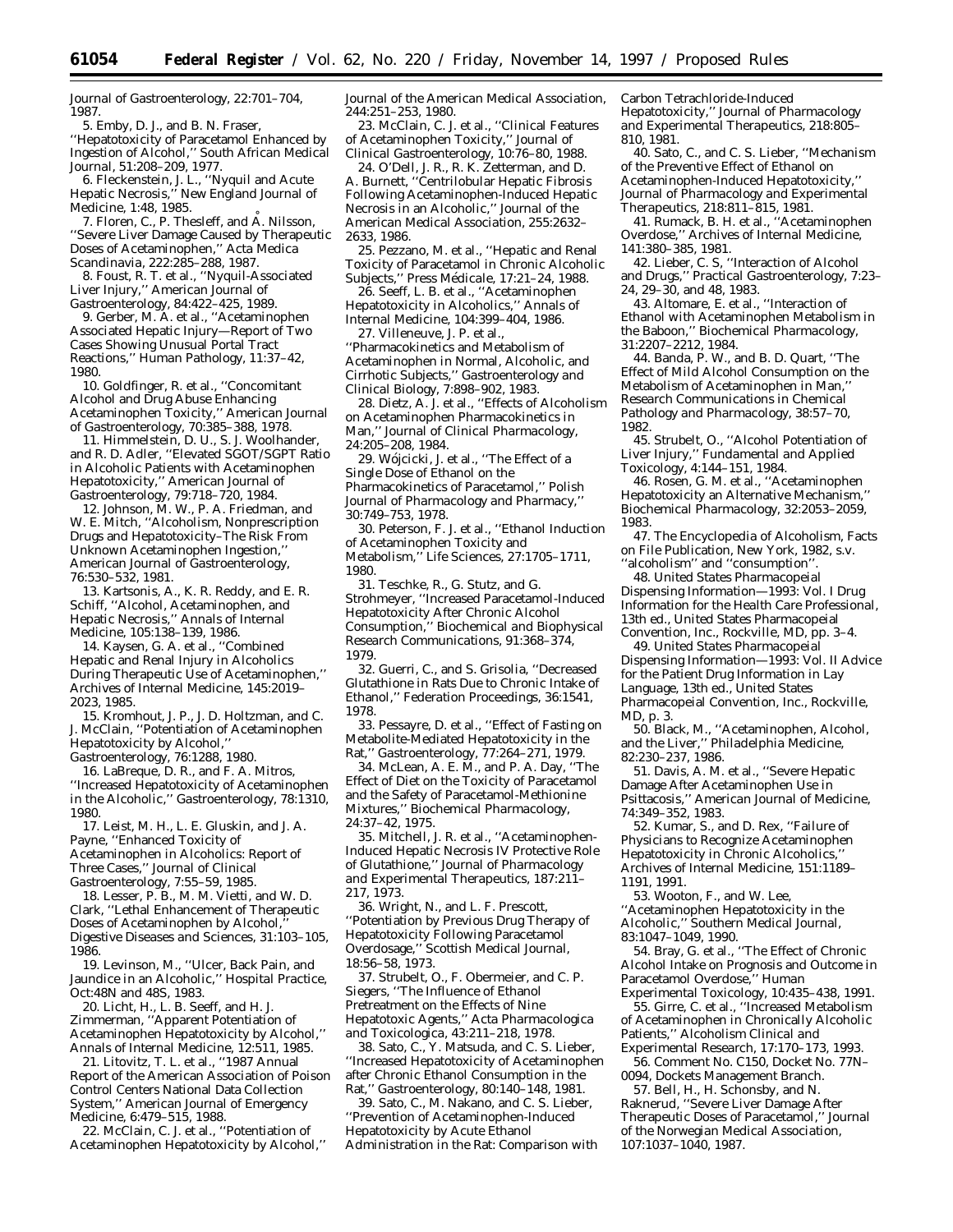Journal of Gastroenterology, 22:701–704, 1987.

5. Emby, D. J., and B. N. Fraser, ''Hepatotoxicity of Paracetamol Enhanced by Ingestion of Alcohol,'' South African Medical Journal, 51:208–209, 1977.

6. Fleckenstein, J. L., ''Nyquil and Acute Hepatic Necrosis,'' New England Journal of Medicine, 1:48, 1985.

7. Floren, C., P. Thesleff, and Å. Nilsson, ''Severe Liver Damage Caused by Therapeutic Doses of Acetaminophen,'' Acta Medica Scandinavia, 222:285–288, 1987.

8. Foust, R. T. et al., ''Nyquil-Associated Liver Injury,'' American Journal of Gastroenterology, 84:422–425, 1989.

9. Gerber, M. A. et al., ''Acetaminophen Associated Hepatic Injury—Report of Two Cases Showing Unusual Portal Tract Reactions,'' Human Pathology, 11:37–42, 1980.

10. Goldfinger, R. et al., ''Concomitant Alcohol and Drug Abuse Enhancing Acetaminophen Toxicity,'' American Journal of Gastroenterology, 70:385–388, 1978.

11. Himmelstein, D. U., S. J. Woolhander, and R. D. Adler, ''Elevated SGOT/SGPT Ratio in Alcoholic Patients with Acetaminophen Hepatotoxicity,'' American Journal of Gastroenterology, 79:718–720, 1984.

12. Johnson, M. W., P. A. Friedman, and W. E. Mitch, ''Alcoholism, Nonprescription Drugs and Hepatotoxicity–The Risk From Unknown Acetaminophen Ingestion,'' American Journal of Gastroenterology, 76:530–532, 1981.

13. Kartsonis, A., K. R. Reddy, and E. R. Schiff, ''Alcohol, Acetaminophen, and Hepatic Necrosis,'' Annals of Internal Medicine, 105:138–139, 1986.

14. Kaysen, G. A. et al., ''Combined Hepatic and Renal Injury in Alcoholics During Therapeutic Use of Acetaminophen,'' Archives of Internal Medicine, 145:2019–2023, 1985.

15. Kromhout, J. P., J. D. Holtzman, and C. J. McClain, ''Potentiation of Acetaminophen Hepatotoxicity by Alcohol,'' Gastroenterology, 76:1288, 1980.

16. LaBreque, D. R., and F. A. Mitros, ''Increased Hepatotoxicity of Acetaminophen in the Alcoholic,'' Gastroenterology, 78:1310, 1980.

17. Leist, M. H., L. E. Gluskin, and J. A. Payne, ''Enhanced Toxicity of Acetaminophen in Alcoholics: Report of Three Cases,'' Journal of Clinical Gastroenterology, 7:55–59, 1985.

18. Lesser, P. B., M. M. Vietti, and W. D. Clark, ''Lethal Enhancement of Therapeutic Doses of Acetaminophen by Alcohol,'' Digestive Diseases and Sciences, 31:103–105, 1986.

19. Levinson, M., ''Ulcer, Back Pain, and Jaundice in an Alcoholic,'' Hospital Practice, Oct:48N and 48S, 1983.

20. Licht, H., L. B. Seeff, and H. J. Zimmerman, ''Apparent Potentiation of Acetaminophen Hepatotoxicity by Alcohol,'' Annals of Internal Medicine, 12:511, 1985.

21. Litovitz, T. L. et al., ''1987 Annual Report of the American Association of Poison Control Centers National Data Collection System,'' American Journal of Emergency Medicine, 6:479–515, 1988.

22. McClain, C. J. et al., ''Potentiation of Acetaminophen Hepatotoxicity by Alcohol,'' Journal of the American Medical Association, 244:251–253, 1980.

23. McClain, C. J. et al., ''Clinical Features of Acetaminophen Toxicity,'' Journal of Clinical Gastroenterology, 10:76–80, 1988.

24. O'Dell, J. R., R. K. Zetterman, and D. A. Burnett, ''Centrilobular Hepatic Fibrosis Following Acetaminophen-Induced Hepatic Necrosis in an Alcoholic,'' Journal of the American Medical Association, 255:2632–2633, 1986.

25. Pezzano, M. et al., ''Hepatic and Renal Toxicity of Paracetamol in Chronic Alcoholic Subjects,'' Press Médicale, 17:21–24, 1988.

26. Seeff, L. B. et al., ''Acetaminophen Hepatotoxicity in Alcoholics,'' Annals of Internal Medicine, 104:399–404, 1986.

27. Villeneuve, J. P. et al., ''Pharmacokinetics and Metabolism of Acetaminophen in Normal, Alcoholic, and Cirrhotic Subjects,'' Gastroenterology and Clinical Biology, 7:898–902, 1983.

28. Dietz, A. J. et al., ''Effects of Alcoholism on Acetaminophen Pharmacokinetics in Man,'' Journal of Clinical Pharmacology, 24:205–208, 1984.

29. Wójcicki, J. et al., ''The Effect of a Single Dose of Ethanol on the Pharmacokinetics of Paracetamol,'' Polish Journal of Pharmacology and Pharmacy,'' 30:749–753, 1978.

30. Peterson, F. J. et al., ''Ethanol Induction of Acetaminophen Toxicity and Metabolism,'' Life Sciences, 27:1705–1711, 1980.

31. Teschke, R., G. Stutz, and G. Strohmeyer, ''Increased Paracetamol-Induced Hepatotoxicity After Chronic Alcohol Consumption,'' Biochemical and Biophysical Research Communications, 91:368–374, 1979.

32. Guerri, C., and S. Grisolia, ''Decreased Glutathione in Rats Due to Chronic Intake of Ethanol,'' Federation Proceedings, 36:1541, 1978.

33. Pessayre, D. et al., ''Effect of Fasting on Metabolite-Mediated Hepatotoxicity in the Rat,'' Gastroenterology, 77:264–271, 1979.

34. McLean, A. E. M., and P. A. Day, ''The Effect of Diet on the Toxicity of Paracetamol and the Safety of Paracetamol-Methionine Mixtures,'' Biochemical Pharmacology, 24:37–42, 1975.

35. Mitchell, J. R. et al., ''Acetaminophen-Induced Hepatic Necrosis IV Protective Role of Glutathione,'' Journal of Pharmacology and Experimental Therapeutics, 187:211–217, 1973.

36. Wright, N., and L. F. Prescott, ''Potentiation by Previous Drug Therapy of Hepatotoxicity Following Paracetamol Overdosage,'' Scottish Medical Journal, 18:56–58, 1973.

37. Strubelt, O., F. Obermeier, and C. P. Siegers, ''The Influence of Ethanol Pretreatment on the Effects of Nine Hepatotoxic Agents,'' Acta Pharmacologica and Toxicologica, 43:211–218, 1978.

38. Sato, C., Y. Matsuda, and C. S. Lieber, ''Increased Hepatotoxicity of Acetaminophen after Chronic Ethanol Consumption in the Rat,'' Gastroenterology, 80:140–148, 1981.

39. Sato, C., M. Nakano, and C. S. Lieber, ''Prevention of Acetaminophen-Induced Hepatotoxicity by Acute Ethanol Administration in the Rat: Comparison with Carbon Tetrachloride-Induced Hepatotoxicity,'' Journal of Pharmacology and Experimental Therapeutics, 218:805–810, 1981.

40. Sato, C., and C. S. Lieber, ''Mechanism of the Preventive Effect of Ethanol on Acetaminophen-Induced Hepatotoxicity,'' Journal of Pharmacology and Experimental Therapeutics, 218:811–815, 1981.

41. Rumack, B. H. et al., ''Acetaminophen Overdose,'' Archives of Internal Medicine, 141:380–385, 1981.

42. Lieber, C. S, ''Interaction of Alcohol and Drugs,'' Practical Gastroenterology, 7:23–24, 29–30, and 48, 1983.

43. Altomare, E. et al., ''Interaction of Ethanol with Acetaminophen Metabolism in the Baboon,'' Biochemical Pharmacology, 31:2207–2212, 1984.

44. Banda, P. W., and B. D. Quart, ''The Effect of Mild Alcohol Consumption on the Metabolism of Acetaminophen in Man,'' Research Communications in Chemical Pathology and Pharmacology, 38:57–70, 1982.

45. Strubelt, O., ''Alcohol Potentiation of Liver Injury,'' Fundamental and Applied Toxicology, 4:144–151, 1984.

46. Rosen, G. M. et al., ''Acetaminophen Hepatotoxicity an Alternative Mechanism,'' Biochemical Pharmacology, 32:2053–2059, 1983.

47. The Encyclopedia of Alcoholism, Facts on File Publication, New York, 1982, s.v. ''alcoholism'' and ''consumption''.

48. United States Pharmacopeial Dispensing Information—1993: Vol. I Drug Information for the Health Care Professional, 13th ed., United States Pharmacopeial Convention, Inc., Rockville, MD, pp. 3–4.

49. United States Pharmacopeial Dispensing Information—1993: Vol. II Advice for the Patient Drug Information in Lay Language, 13th ed., United States Pharmacopeial Convention, Inc., Rockville, MD, p. 3.

50. Black, M., ''Acetaminophen, Alcohol, and the Liver,'' Philadelphia Medicine, 82:230–237, 1986.

51. Davis, A. M. et al., ''Severe Hepatic Damage After Acetaminophen Use in Psittacosis,'' American Journal of Medicine, 74:349–352, 1983.

52. Kumar, S., and D. Rex, ''Failure of Physicians to Recognize Acetaminophen Hepatotoxicity in Chronic Alcoholics,'' Archives of Internal Medicine, 151:1189–1191, 1991.

53. Wooton, F., and W. Lee, ''Acetaminophen Hepatotoxicity in the Alcoholic,'' Southern Medical Journal, 83:1047–1049, 1990.

54. Bray, G. et al., ''The Effect of Chronic Alcohol Intake on Prognosis and Outcome in Paracetamol Overdose,'' Human Experimental Toxicology, 10:435–438, 1991.

55. Girre, C. et al., ''Increased Metabolism of Acetaminophen in Chronically Alcoholic Patients,'' Alcoholism Clinical and Experimental Research, 17:170–173, 1993.

56. Comment No. C150, Docket No. 77N–0094, Dockets Management Branch.

57. Bell, H., H. Schonsby, and N. Raknerud, ''Severe Liver Damage After Therapeutic Doses of Paracetamol,'' Journal of the Norwegian Medical Association, 107:1037–1040, 1987.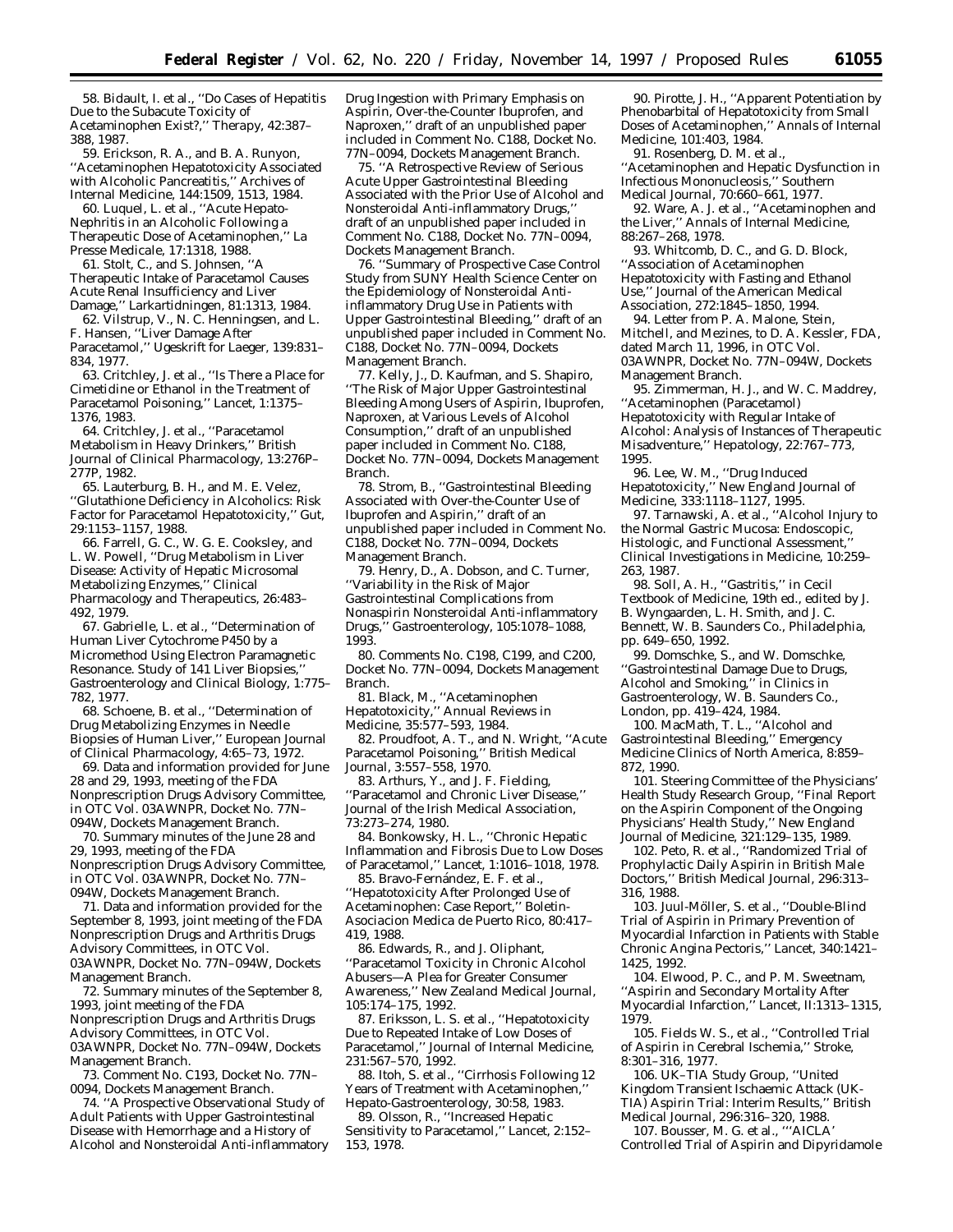58. Bidault, I. et al., ''Do Cases of Hepatitis Due to the Subacute Toxicity of Acetaminophen Exist?,'' Therapy, 42:387–388, 1987.

59. Erickson, R. A., and B. A. Runyon, ''Acetaminophen Hepatotoxicity Associated with Alcoholic Pancreatitis,'' Archives of Internal Medicine, 144:1509, 1513, 1984.

60. Luquel, L. et al., ''Acute Hepato-Nephritis in an Alcoholic Following a Therapeutic Dose of Acetaminophen,'' La Presse Medicale, 17:1318, 1988.

61. Stolt, C., and S. Johnsen, ''A Therapeutic Intake of Paracetamol Causes Acute Renal Insufficiency and Liver Damage,'' Larkartidningen, 81:1313, 1984.

62. Vilstrup, V., N. C. Henningsen, and L. F. Hansen, ''Liver Damage After Paracetamol,'' Ugeskrift for Laeger, 139:831–834, 1977.

63. Critchley, J. et al., ''Is There a Place for Cimetidine or Ethanol in the Treatment of Paracetamol Poisoning,'' Lancet, 1:1375–1376, 1983.

64. Critchley, J. et al., ''Paracetamol Metabolism in Heavy Drinkers,'' British Journal of Clinical Pharmacology, 13:276P–277P, 1982.

65. Lauterburg, B. H., and M. E. Velez, ''Glutathione Deficiency in Alcoholics: Risk Factor for Paracetamol Hepatotoxicity,'' Gut, 29:1153–1157, 1988.

66. Farrell, G. C., W. G. E. Cooksley, and L. W. Powell, ''Drug Metabolism in Liver Disease: Activity of Hepatic Microsomal Metabolizing Enzymes,'' Clinical Pharmacology and Therapeutics, 26:483–492, 1979.

67. Gabrielle, L. et al., ''Determination of Human Liver Cytochrome P450 by a Micromethod Using Electron Paramagnetic Resonance. Study of 141 Liver Biopsies,'' Gastroenterology and Clinical Biology, 1:775–782, 1977.

68. Schoene, B. et al., ''Determination of Drug Metabolizing Enzymes in Needle Biopsies of Human Liver,'' European Journal of Clinical Pharmacology, 4:65–73, 1972.

69. Data and information provided for June 28 and 29, 1993, meeting of the FDA Nonprescription Drugs Advisory Committee, in OTC Vol. 03AWNPR, Docket No. 77N–094W, Dockets Management Branch.

70. Summary minutes of the June 28 and 29, 1993, meeting of the FDA Nonprescription Drugs Advisory Committee, in OTC Vol. 03AWNPR, Docket No. 77N–094W, Dockets Management Branch.

71. Data and information provided for the September 8, 1993, joint meeting of the FDA Nonprescription Drugs and Arthritis Drugs Advisory Committees, in OTC Vol. 03AWNPR, Docket No. 77N–094W, Dockets Management Branch.

72. Summary minutes of the September 8, 1993, joint meeting of the FDA Nonprescription Drugs and Arthritis Drugs Advisory Committees, in OTC Vol. 03AWNPR, Docket No. 77N–094W, Dockets Management Branch.

73. Comment No. C193, Docket No. 77N–0094, Dockets Management Branch.

74. ''A Prospective Observational Study of Adult Patients with Upper Gastrointestinal Disease with Hemorrhage and a History of Alcohol and Nonsteroidal Anti-inflammatory Drug Ingestion with Primary Emphasis on Aspirin, Over-the-Counter Ibuprofen, and Naproxen,'' draft of an unpublished paper included in Comment No. C188, Docket No. 77N–0094, Dockets Management Branch.

75. ''A Retrospective Review of Serious Acute Upper Gastrointestinal Bleeding Associated with the Prior Use of Alcohol and Nonsteroidal Anti-inflammatory Drugs,'' draft of an unpublished paper included in Comment No. C188, Docket No. 77N–0094, Dockets Management Branch.

76. ''Summary of Prospective Case Control Study from SUNY Health Science Center on the Epidemiology of Nonsteroidal Anti-inflammatory Drug Use in Patients with Upper Gastrointestinal Bleeding,'' draft of an unpublished paper included in Comment No. C188, Docket No. 77N–0094, Dockets Management Branch.

77. Kelly, J., D. Kaufman, and S. Shapiro, ''The Risk of Major Upper Gastrointestinal Bleeding Among Users of Aspirin, Ibuprofen, Naproxen, at Various Levels of Alcohol Consumption,'' draft of an unpublished paper included in Comment No. C188, Docket No. 77N–0094, Dockets Management Branch.

78. Strom, B., ''Gastrointestinal Bleeding Associated with Over-the-Counter Use of Ibuprofen and Aspirin,'' draft of an unpublished paper included in Comment No. C188, Docket No. 77N–0094, Dockets Management Branch.

79. Henry, D., A. Dobson, and C. Turner, ''Variability in the Risk of Major Gastrointestinal Complications from Nonaspirin Nonsteroidal Anti-inflammatory Drugs,'' Gastroenterology, 105:1078–1088, 1993.

80. Comments No. C198, C199, and C200, Docket No. 77N–0094, Dockets Management Branch.

81. Black, M., ''Acetaminophen Hepatotoxicity,'' Annual Reviews in Medicine, 35:577–593, 1984.

82. Proudfoot, A. T., and N. Wright, ''Acute Paracetamol Poisoning,'' British Medical Journal, 3:557–558, 1970.

83. Arthurs, Y., and J. F. Fielding, ''Paracetamol and Chronic Liver Disease,'' Journal of the Irish Medical Association, 73:273–274, 1980.

84. Bonkowsky, H. L., ''Chronic Hepatic Inflammation and Fibrosis Due to Low Doses of Paracetamol,'' Lancet, 1:1016–1018, 1978.

85. Bravo-Fernández, E. F. et al., ''Hepatotoxicity After Prolonged Use of Acetaminophen: Case Report,'' Boletin-Asociacion Medica de Puerto Rico, 80:417–419, 1988.

86. Edwards, R., and J. Oliphant, ''Paracetamol Toxicity in Chronic Alcohol Abusers—A Plea for Greater Consumer Awareness,'' New Zealand Medical Journal, 105:174–175, 1992.

87. Eriksson, L. S. et al., ''Hepatotoxicity Due to Repeated Intake of Low Doses of Paracetamol,'' Journal of Internal Medicine, 231:567–570, 1992.

88. Itoh, S. et al., ''Cirrhosis Following 12 Years of Treatment with Acetaminophen,'' Hepato-Gastroenterology, 30:58, 1983.

89. Olsson, R., ''Increased Hepatic Sensitivity to Paracetamol,'' Lancet, 2:152–153, 1978.

90. Pirotte, J. H., ''Apparent Potentiation by Phenobarbital of Hepatotoxicity from Small Doses of Acetaminophen,'' Annals of Internal Medicine, 101:403, 1984.

91. Rosenberg, D. M. et al., ''Acetaminophen and Hepatic Dysfunction in Infectious Mononucleosis,'' Southern Medical Journal, 70:660–661, 1977.

92. Ware, A. J. et al., ''Acetaminophen and the Liver,'' Annals of Internal Medicine, 88:267–268, 1978.

93. Whitcomb, D. C., and G. D. Block, ''Association of Acetaminophen Hepatotoxicity with Fasting and Ethanol Use,'' Journal of the American Medical Association, 272:1845–1850, 1994.

94. Letter from P. A. Malone, Stein, Mitchell, and Mezines, to D. A. Kessler, FDA, dated March 11, 1996, in OTC Vol. 03AWNPR, Docket No. 77N–094W, Dockets Management Branch.

95. Zimmerman, H. J., and W. C. Maddrey, ''Acetaminophen (Paracetamol) Hepatotoxicity with Regular Intake of Alcohol: Analysis of Instances of Therapeutic Misadventure,'' Hepatology, 22:767–773, 1995.

96. Lee, W. M., ''Drug Induced Hepatotoxicity,'' New England Journal of Medicine, 333:1118–1127, 1995.

97. Tarnawski, A. et al., ''Alcohol Injury to the Normal Gastric Mucosa: Endoscopic, Histologic, and Functional Assessment,'' Clinical Investigations in Medicine, 10:259–263, 1987.

98. Soll, A. H., ''Gastritis,'' in Cecil Textbook of Medicine, 19th ed., edited by J. B. Wyngaarden, L. H. Smith, and J. C. Bennett, W. B. Saunders Co., Philadelphia, pp. 649–650, 1992.

99. Domschke, S., and W. Domschke, ''Gastrointestinal Damage Due to Drugs, Alcohol and Smoking,'' in Clinics in Gastroenterology, W. B. Saunders Co., London, pp. 419–424, 1984.

100. MacMath, T. L., ''Alcohol and Gastrointestinal Bleeding,'' Emergency Medicine Clinics of North America, 8:859–872, 1990.

101. Steering Committee of the Physicians' Health Study Research Group, ''Final Report on the Aspirin Component of the Ongoing Physicians' Health Study,'' New England Journal of Medicine, 321:129–135, 1989.

102. Peto, R. et al., ''Randomized Trial of Prophylactic Daily Aspirin in British Male Doctors,'' British Medical Journal, 296:313–316, 1988.

103. Juul-Möller, S. et al., ''Double-Blind Trial of Aspirin in Primary Prevention of Myocardial Infarction in Patients with Stable Chronic Angina Pectoris,'' Lancet, 340:1421–1425, 1992.

104. Elwood, P. C., and P. M. Sweetnam, ''Aspirin and Secondary Mortality After Myocardial Infarction,'' Lancet, II:1313–1315, 1979.

105. Fields W. S., et al., ''Controlled Trial of Aspirin in Cerebral Ischemia,'' Stroke, 8:301–316, 1977.

106. UK–TIA Study Group, ''United Kingdom Transient Ischaemic Attack (UK-TIA) Aspirin Trial: Interim Results,'' British Medical Journal, 296:316–320, 1988.

107. Bousser, M. G. et al., '''AICLA' Controlled Trial of Aspirin and Dipyridamole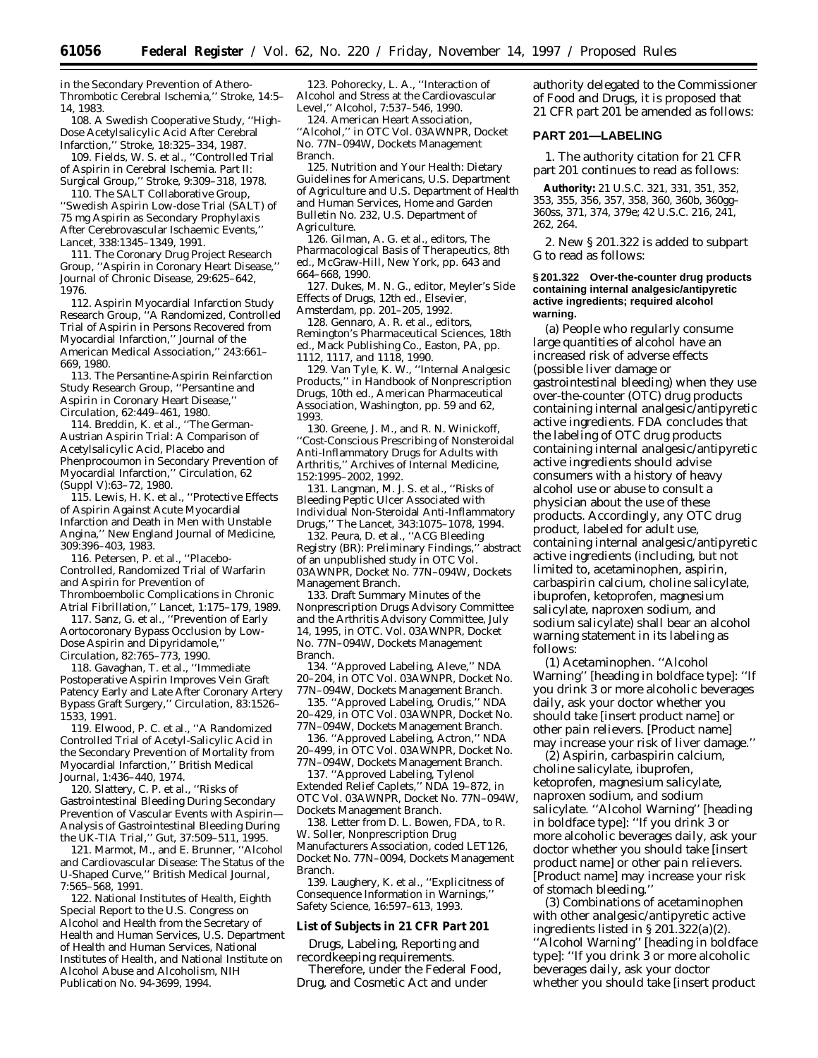in the Secondary Prevention of Athero-Thrombotic Cerebral Ischemia,'' Stroke, 14:5–14, 1983.

108. A Swedish Cooperative Study, ''High-Dose Acetylsalicylic Acid After Cerebral Infarction,'' Stroke, 18:325–334, 1987.

109. Fields, W. S. et al., ''Controlled Trial of Aspirin in Cerebral Ischemia. Part II: Surgical Group,'' Stroke, 9:309–318, 1978.

110. The SALT Collaborative Group, ''Swedish Aspirin Low-dose Trial (SALT) of 75 mg Aspirin as Secondary Prophylaxis After Cerebrovascular Ischaemic Events,'' Lancet, 338:1345–1349, 1991.

111. The Coronary Drug Project Research Group, ''Aspirin in Coronary Heart Disease,'' Journal of Chronic Disease, 29:625–642, 1976.

112. Aspirin Myocardial Infarction Study Research Group, ''A Randomized, Controlled Trial of Aspirin in Persons Recovered from Myocardial Infarction,'' Journal of the American Medical Association,'' 243:661–669, 1980.

113. The Persantine-Aspirin Reinfarction Study Research Group, ''Persantine and Aspirin in Coronary Heart Disease,'' Circulation, 62:449–461, 1980.

114. Breddin, K. et al., ''The German-Austrian Aspirin Trial: A Comparison of Acetylsalicylic Acid, Placebo and Phenprocoumon in Secondary Prevention of Myocardial Infarction,'' Circulation, 62 (Suppl V):63–72, 1980.

115. Lewis, H. K. et al., ''Protective Effects of Aspirin Against Acute Myocardial Infarction and Death in Men with Unstable Angina,'' New England Journal of Medicine, 309:396–403, 1983.

116. Petersen, P. et al., ''Placebo-Controlled, Randomized Trial of Warfarin and Aspirin for Prevention of Thromboembolic Complications in Chronic Atrial Fibrillation,'' Lancet, 1:175–179, 1989.

117. Sanz, G. et al., ''Prevention of Early Aortocoronary Bypass Occlusion by Low-Dose Aspirin and Dipyridamole,'' Circulation, 82:765–773, 1990.

118. Gavaghan, T. et al., ''Immediate Postoperative Aspirin Improves Vein Graft Patency Early and Late After Coronary Artery Bypass Graft Surgery,'' Circulation, 83:1526–1533, 1991.

119. Elwood, P. C. et al., ''A Randomized Controlled Trial of Acetyl-Salicylic Acid in the Secondary Prevention of Mortality from Myocardial Infarction,'' British Medical Journal, 1:436–440, 1974.

120. Slattery, C. P. et al., ''Risks of Gastrointestinal Bleeding During Secondary Prevention of Vascular Events with Aspirin—Analysis of Gastrointestinal Bleeding During the UK-TIA Trial,'' Gut, 37:509–511, 1995.

121. Marmot, M., and E. Brunner, ''Alcohol and Cardiovascular Disease: The Status of the U-Shaped Curve,'' British Medical Journal, 7:565–568, 1991.

122. National Institutes of Health, Eighth Special Report to the U.S. Congress on Alcohol and Health from the Secretary of Health and Human Services, U.S. Department of Health and Human Services, National Institutes of Health, and National Institute on Alcohol Abuse and Alcoholism, NIH Publication No. 94-3699, 1994.

123. Pohorecky, L. A., ''Interaction of Alcohol and Stress at the Cardiovascular Level,'' Alcohol, 7:537–546, 1990.

124. American Heart Association, ''Alcohol,'' in OTC Vol. 03AWNPR, Docket No. 77N–094W, Dockets Management Branch.

125. Nutrition and Your Health: Dietary Guidelines for Americans, U.S. Department of Agriculture and U.S. Department of Health and Human Services, Home and Garden Bulletin No. 232, U.S. Department of Agriculture.

126. Gilman, A. G. et al., editors, The Pharmacological Basis of Therapeutics, 8th ed., McGraw-Hill, New York, pp. 643 and 664–668, 1990.

127. Dukes, M. N. G., editor, Meyler's Side Effects of Drugs, 12th ed., Elsevier, Amsterdam, pp. 201–205, 1992.

128. Gennaro, A. R. et al., editors, Remington's Pharmaceutical Sciences, 18th ed., Mack Publishing Co., Easton, PA, pp. 1112, 1117, and 1118, 1990.

129. Van Tyle, K. W., ''Internal Analgesic Products,'' in Handbook of Nonprescription Drugs, 10th ed., American Pharmaceutical Association, Washington, pp. 59 and 62, 1993.

130. Greene, J. M., and R. N. Winickoff, ''Cost-Conscious Prescribing of Nonsteroidal Anti-Inflammatory Drugs for Adults with Arthritis,'' Archives of Internal Medicine, 152:1995–2002, 1992.

131. Langman, M. J. S. et al., ''Risks of Bleeding Peptic Ulcer Associated with Individual Non-Steroidal Anti-Inflammatory Drugs,'' The Lancet, 343:1075–1078, 1994.

132. Peura, D. et al., ''ACG Bleeding Registry (BR): Preliminary Findings,'' abstract of an unpublished study in OTC Vol. 03AWNPR, Docket No. 77N–094W, Dockets Management Branch.

133. Draft Summary Minutes of the Nonprescription Drugs Advisory Committee and the Arthritis Advisory Committee, July 14, 1995, in OTC. Vol. 03AWNPR, Docket No. 77N–094W, Dockets Management Branch.

134. ''Approved Labeling, Aleve,'' NDA 20–204, in OTC Vol. 03AWNPR, Docket No. 77N–094W, Dockets Management Branch.

135. ''Approved Labeling, Orudis,'' NDA 20–429, in OTC Vol. 03AWNPR, Docket No. 77N–094W, Dockets Management Branch.

136. ''Approved Labeling, Actron,'' NDA 20–499, in OTC Vol. 03AWNPR, Docket No. 77N–094W, Dockets Management Branch.

137. ''Approved Labeling, Tylenol Extended Relief Caplets,'' NDA 19–872, in OTC Vol. 03AWNPR, Docket No. 77N–094W, Dockets Management Branch.

138. Letter from D. L. Bowen, FDA, to R. W. Soller, Nonprescription Drug Manufacturers Association, coded LET126, Docket No. 77N–0094, Dockets Management Branch.

139. Laughery, K. et al., ''Explicitness of Consequence Information in Warnings,'' Safety Science, 16:597–613, 1993.

### List of Subjects in 21 CFR Part 201

Drugs, Labeling, Reporting and recordkeeping requirements.

Therefore, under the Federal Food, Drug, and Cosmetic Act and under authority delegated to the Commissioner of Food and Drugs, it is proposed that 21 CFR part 201 be amended as follows:

## PART 201—LABELING

1. The authority citation for 21 CFR part 201 continues to read as follows:

**Authority:** 21 U.S.C. 321, 331, 351, 352, 353, 355, 356, 357, 358, 360, 360b, 360gg–360ss, 371, 374, 379e; 42 U.S.C. 216, 241, 262, 264.

2. New § 201.322 is added to subpart G to read as follows:

**§ 201.322 Over-the-counter drug products containing internal analgesic/antipyretic active ingredients; required alcohol warning.**

(a) People who regularly consume large quantities of alcohol have an increased risk of adverse effects (possible liver damage or gastrointestinal bleeding) when they use over-the-counter (OTC) drug products containing internal analgesic/antipyretic active ingredients. FDA concludes that the labeling of OTC drug products containing internal analgesic/antipyretic active ingredients should advise consumers with a history of heavy alcohol use or abuse to consult a physician about the use of these products. Accordingly, any OTC drug product, labeled for adult use, containing internal analgesic/antipyretic active ingredients (including, but not limited to, acetaminophen, aspirin, carbaspirin calcium, choline salicylate, ibuprofen, ketoprofen, magnesium salicylate, naproxen sodium, and sodium salicylate) shall bear an alcohol warning statement in its labeling as follows:

(1) *Acetaminophen.* ''Alcohol Warning'' [heading in boldface type]: ''If you drink 3 or more alcoholic beverages daily, ask your doctor whether you should take [insert product name] or other pain relievers. [Product name] may increase your risk of liver damage.''

(2) *Aspirin, carbaspirin calcium, choline salicylate, ibuprofen, ketoprofen, magnesium salicylate, naproxen sodium, and sodium salicylate.* ''Alcohol Warning'' [heading in boldface type]: ''If you drink 3 or more alcoholic beverages daily, ask your doctor whether you should take [insert product name] or other pain relievers. [Product name] may increase your risk of stomach bleeding.''

(3) *Combinations of acetaminophen with other analgesic/antipyretic active ingredients listed in § 201.322(a)(2).* ''Alcohol Warning'' [heading in boldface type]: ''If you drink 3 or more alcoholic beverages daily, ask your doctor whether you should take [insert product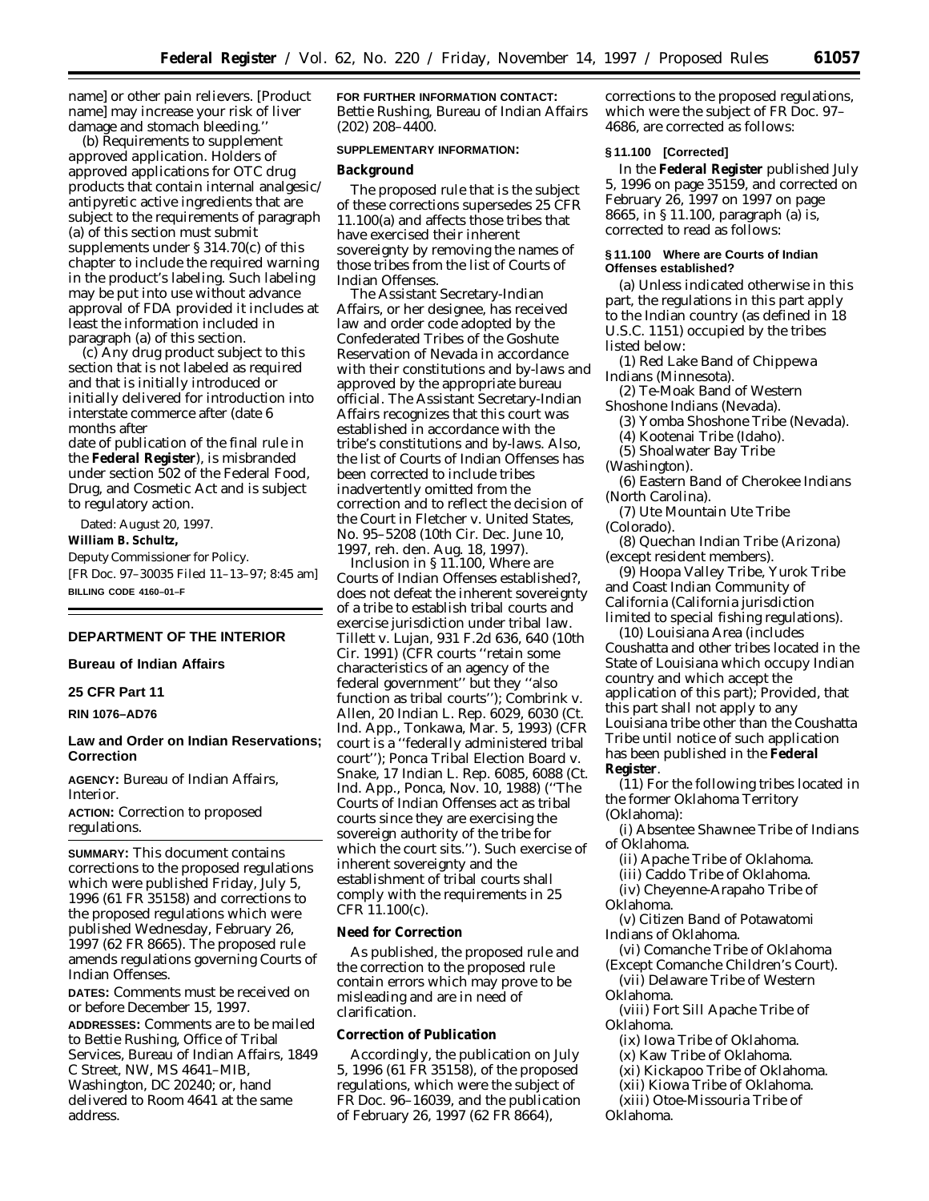name] or other pain relievers. [Product name] may increase your risk of liver damage and stomach bleeding.''

(b) *Requirements to supplement approved application.* Holders of approved applications for OTC drug products that contain internal analgesic/antipyretic active ingredients that are subject to the requirements of paragraph (a) of this section must submit supplements under § 314.70(c) of this chapter to include the required warning in the product's labeling. Such labeling may be put into use without advance approval of FDA provided it includes at least the information included in paragraph (a) of this section.

(c) Any drug product subject to this section that is not labeled as required and that is initially introduced or initially delivered for introduction into interstate commerce after (*date 6 months after date of publication of the final rule in the* **Federal Register**), is misbranded under section 502 of the Federal Food, Drug, and Cosmetic Act and is subject to regulatory action.

Dated: August 20, 1997.

**William B. Schultz,**

*Deputy Commissioner for Policy.*

[FR Doc. 97–30035 Filed 11–13–97; 8:45 am]

**BILLING CODE 4160–01–F**

---

## DEPARTMENT OF THE INTERIOR

### Bureau of Indian Affairs

### 25 CFR Part 11

### RIN 1076–AD76

### Law and Order on Indian Reservations; Correction

**AGENCY:** Bureau of Indian Affairs, Interior.

**ACTION:** Correction to proposed regulations.

**SUMMARY:** This document contains corrections to the proposed regulations which were published Friday, July 5, 1996 (61 FR 35158) and corrections to the proposed regulations which were published Wednesday, February 26, 1997 (62 FR 8665). The proposed rule amends regulations governing Courts of Indian Offenses.

**DATES:** Comments must be received on or before December 15, 1997.

**ADDRESSES:** Comments are to be mailed to Bettie Rushing, Office of Tribal Services, Bureau of Indian Affairs, 1849 C Street, NW, MS 4641–MIB, Washington, DC 20240; or, hand delivered to Room 4641 at the same address.

**FOR FURTHER INFORMATION CONTACT:** Bettie Rushing, Bureau of Indian Affairs (202) 208–4400.

**SUPPLEMENTARY INFORMATION:**

#### Background

The proposed rule that is the subject of these corrections supersedes 25 CFR 11.100(a) and affects those tribes that have exercised their inherent sovereignty by removing the names of those tribes from the list of Courts of Indian Offenses.

The Assistant Secretary-Indian Affairs, or her designee, has received law and order code adopted by the Confederated Tribes of the Goshute Reservation of Nevada in accordance with their constitutions and by-laws and approved by the appropriate bureau official. The Assistant Secretary-Indian Affairs recognizes that this court was established in accordance with the tribe's constitutions and by-laws. Also, the list of Courts of Indian Offenses has been corrected to include tribes inadvertently omitted from the correction and to reflect the decision of the Court in Fletcher v. United States, No. 95–5208 (10th Cir. Dec. June 10, 1997, reh. den. Aug. 18, 1997).

Inclusion in § 11.100, Where are Courts of Indian Offenses established?, does not defeat the inherent sovereignty of a tribe to establish tribal courts and exercise jurisdiction under tribal law. Tillett v. Lujan, 931 F.2d 636, 640 (10th Cir. 1991) (CFR courts ''retain some characteristics of an agency of the federal government'' but they ''also function as tribal courts''); Combrink v. Allen, 20 Indian L. Rep. 6029, 6030 (Ct. Ind. App., Tonkawa, Mar. 5, 1993) (CFR court is a ''federally administered tribal court''); Ponca Tribal Election Board v. Snake, 17 Indian L. Rep. 6085, 6088 (Ct. Ind. App., Ponca, Nov. 10, 1988) (''The Courts of Indian Offenses act as tribal courts since they are exercising the sovereign authority of the tribe for which the court sits.''). Such exercise of inherent sovereignty and the establishment of tribal courts shall comply with the requirements in 25 CFR 11.100(c).

#### Need for Correction

As published, the proposed rule and the correction to the proposed rule contain errors which may prove to be misleading and are in need of clarification.

#### Correction of Publication

Accordingly, the publication on July 5, 1996 (61 FR 35158), of the proposed regulations, which were the subject of FR Doc. 96–16039, and the publication of February 26, 1997 (62 FR 8664), corrections to the proposed regulations, which were the subject of FR Doc. 97–4686, are corrected as follows:

**§ 11.100 [Corrected]**

In the **Federal Register** published July 5, 1996 on page 35159, and corrected on February 26, 1997 on 1997 on page 8665, in § 11.100, paragraph (a) is, corrected to read as follows:

**§ 11.100 Where are Courts of Indian Offenses established?**

(a) Unless indicated otherwise in this part, the regulations in this part apply to the Indian country (as defined in 18 U.S.C. 1151) occupied by the tribes listed below:

(1) Red Lake Band of Chippewa Indians (Minnesota).

(2) Te-Moak Band of Western Shoshone Indians (Nevada).

(3) Yomba Shoshone Tribe (Nevada).

(4) Kootenai Tribe (Idaho).

(5) Shoalwater Bay Tribe (Washington).

(6) Eastern Band of Cherokee Indians (North Carolina).

(7) Ute Mountain Ute Tribe (Colorado).

(8) Quechan Indian Tribe (Arizona) (except resident members).

(9) Hoopa Valley Tribe, Yurok Tribe and Coast Indian Community of California (California jurisdiction limited to special fishing regulations).

(10) Louisiana Area (includes Coushatta and other tribes located in the State of Louisiana which occupy Indian country and which accept the application of this part); Provided, that this part shall not apply to any Louisiana tribe other than the Coushatta Tribe until notice of such application has been published in the **Federal Register**.

(11) For the following tribes located in the former Oklahoma Territory (Oklahoma):

(i) Absentee Shawnee Tribe of Indians of Oklahoma.

(ii) Apache Tribe of Oklahoma.

(iii) Caddo Tribe of Oklahoma.

(iv) Cheyenne-Arapaho Tribe of Oklahoma.

(v) Citizen Band of Potawatomi Indians of Oklahoma.

(vi) Comanche Tribe of Oklahoma (Except Comanche Children's Court).

(vii) Delaware Tribe of Western Oklahoma.

(viii) Fort Sill Apache Tribe of Oklahoma.

(ix) Iowa Tribe of Oklahoma.

(x) Kaw Tribe of Oklahoma.

(xi) Kickapoo Tribe of Oklahoma.

(xii) Kiowa Tribe of Oklahoma.

(xiii) Otoe-Missouria Tribe of Oklahoma.